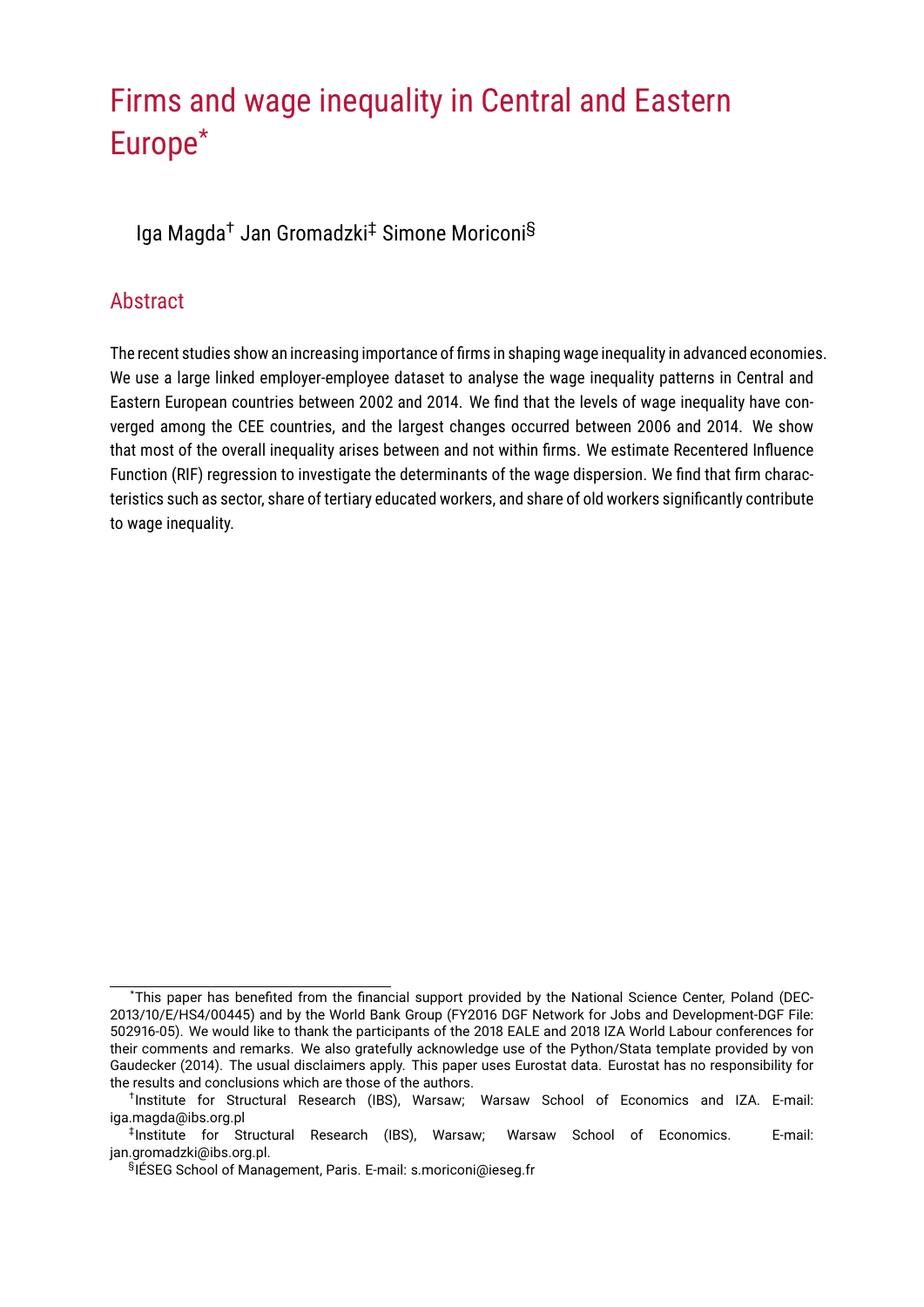# Firms and wage inequality in Central and Eastern Europe*

Iga Magda[†] Jan Gromadzki[‡] Simone Moriconi[§]

## Abstract

The recent studies show an increasing importance of firms in shaping wage inequality in advanced economies. We use a large linked employer-employee dataset to analyse the wage inequality patterns in Central and Eastern European countries between 2002 and 2014. We find that the levels of wage inequality have converged among the CEE countries, and the largest changes occurred between 2006 and 2014. We show that most of the overall inequality arises between and not within firms. We estimate Recentered Influence Function (RIF) regression to investigate the determinants of the wage dispersion. We find that firm characteristics such as sector, share of tertiary educated workers, and share of old workers significantly contribute to wage inequality.

---

*This paper has benefited from the financial support provided by the National Science Center, Poland (DEC-2013/10/E/HS4/00445) and by the World Bank Group (FY2016 DGF Network for Jobs and Development-DGF File: 502916-05). We would like to thank the participants of the 2018 EALE and 2018 IZA World Labour conferences for their comments and remarks. We also gratefully acknowledge use of the Python/Stata template provided by von Gaudecker (2014). The usual disclaimers apply. This paper uses Eurostat data. Eurostat has no responsibility for the results and conclusions which are those of the authors.

†Institute for Structural Research (IBS), Warsaw; Warsaw School of Economics and IZA. E-mail: iga.magda@ibs.org.pl

‡Institute for Structural Research (IBS), Warsaw; Warsaw School of Economics. E-mail: jan.gromadzki@ibs.org.pl.

§IÉSEG School of Management, Paris. E-mail: s.moriconi@ieseg.fr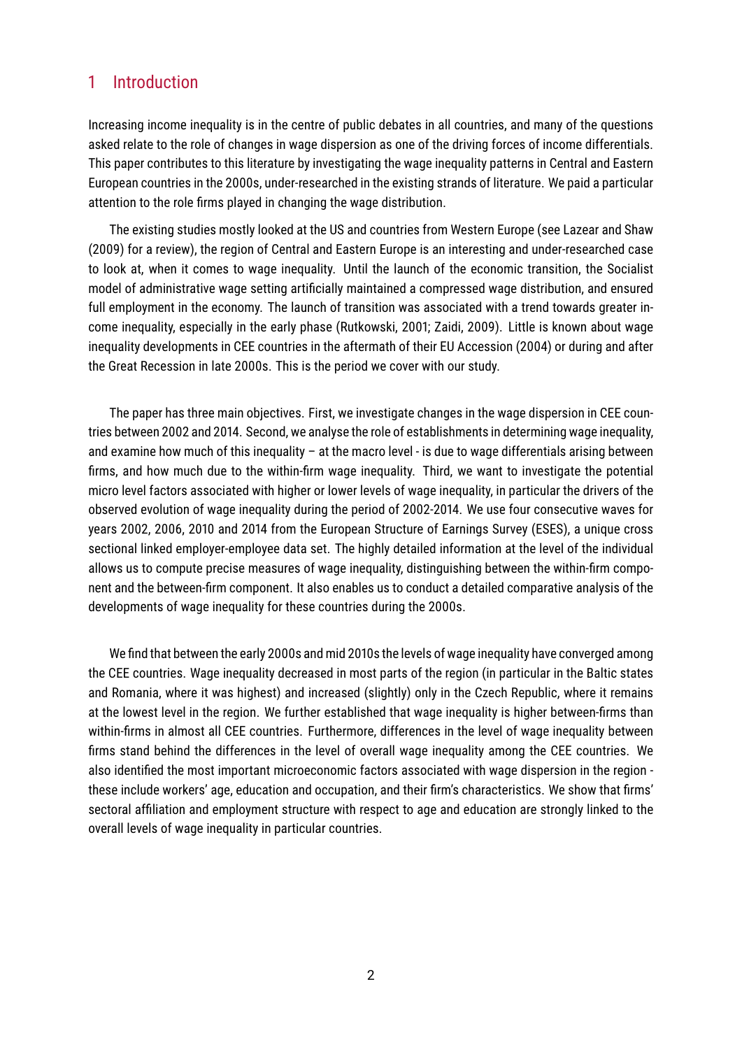# 1 Introduction

Increasing income inequality is in the centre of public debates in all countries, and many of the questions asked relate to the role of changes in wage dispersion as one of the driving forces of income differentials. This paper contributes to this literature by investigating the wage inequality patterns in Central and Eastern European countries in the 2000s, under-researched in the existing strands of literature. We paid a particular attention to the role firms played in changing the wage distribution.

The existing studies mostly looked at the US and countries from Western Europe (see Lazear and Shaw (2009) for a review), the region of Central and Eastern Europe is an interesting and under-researched case to look at, when it comes to wage inequality. Until the launch of the economic transition, the Socialist model of administrative wage setting artificially maintained a compressed wage distribution, and ensured full employment in the economy. The launch of transition was associated with a trend towards greater income inequality, especially in the early phase (Rutkowski, 2001; Zaidi, 2009). Little is known about wage inequality developments in CEE countries in the aftermath of their EU Accession (2004) or during and after the Great Recession in late 2000s. This is the period we cover with our study.

The paper has three main objectives. First, we investigate changes in the wage dispersion in CEE countries between 2002 and 2014. Second, we analyse the role of establishments in determining wage inequality, and examine how much of this inequality – at the macro level - is due to wage differentials arising between firms, and how much due to the within-firm wage inequality. Third, we want to investigate the potential micro level factors associated with higher or lower levels of wage inequality, in particular the drivers of the observed evolution of wage inequality during the period of 2002-2014. We use four consecutive waves for years 2002, 2006, 2010 and 2014 from the European Structure of Earnings Survey (ESES), a unique cross sectional linked employer-employee data set. The highly detailed information at the level of the individual allows us to compute precise measures of wage inequality, distinguishing between the within-firm component and the between-firm component. It also enables us to conduct a detailed comparative analysis of the developments of wage inequality for these countries during the 2000s.

We find that between the early 2000s and mid 2010s the levels of wage inequality have converged among the CEE countries. Wage inequality decreased in most parts of the region (in particular in the Baltic states and Romania, where it was highest) and increased (slightly) only in the Czech Republic, where it remains at the lowest level in the region. We further established that wage inequality is higher between-firms than within-firms in almost all CEE countries. Furthermore, differences in the level of wage inequality between firms stand behind the differences in the level of overall wage inequality among the CEE countries. We also identified the most important microeconomic factors associated with wage dispersion in the region - these include workers' age, education and occupation, and their firm's characteristics. We show that firms' sectoral affiliation and employment structure with respect to age and education are strongly linked to the overall levels of wage inequality in particular countries.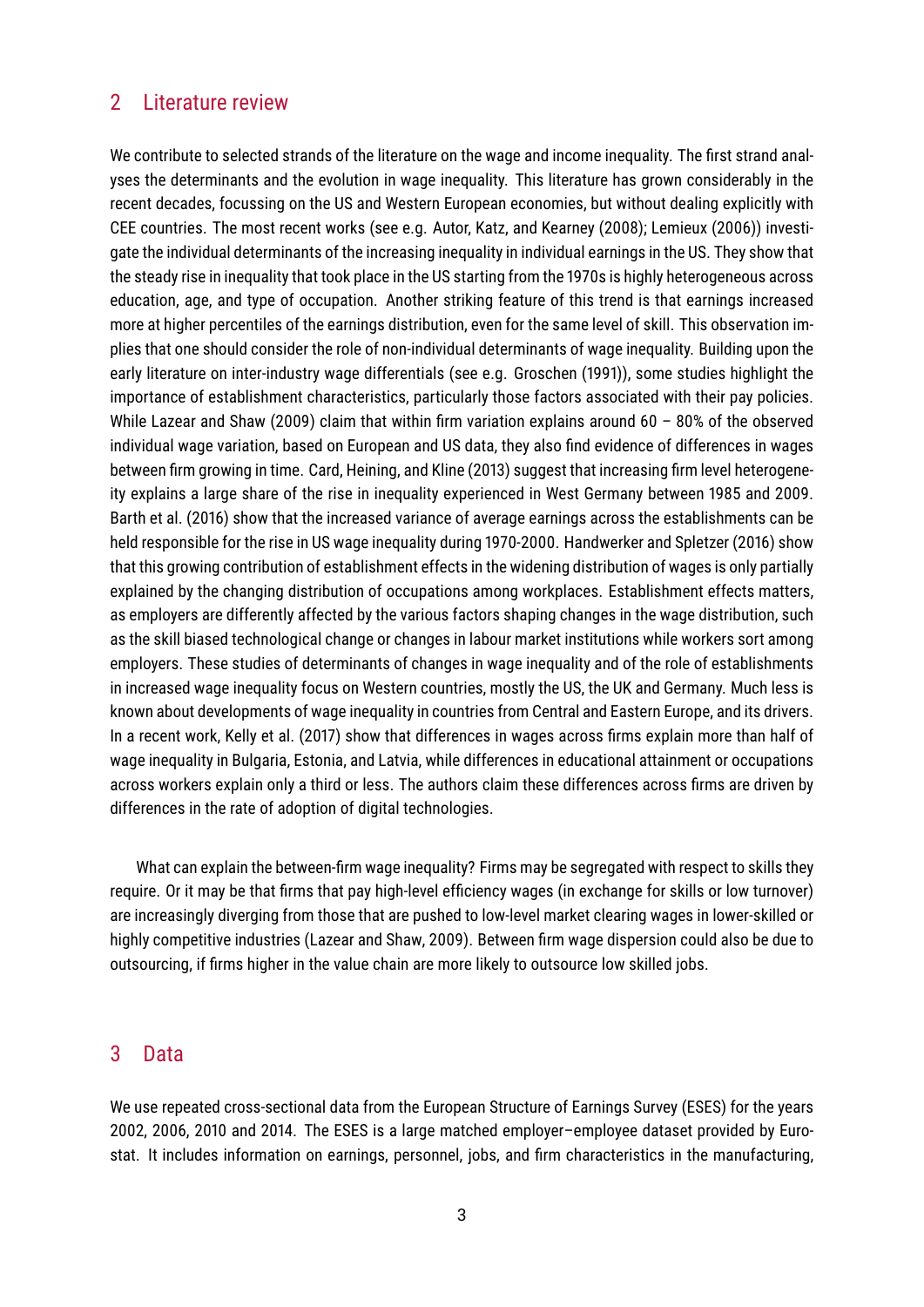## 2 Literature review

We contribute to selected strands of the literature on the wage and income inequality. The first strand analyses the determinants and the evolution in wage inequality. This literature has grown considerably in the recent decades, focussing on the US and Western European economies, but without dealing explicitly with CEE countries. The most recent works (see e.g. Autor, Katz, and Kearney (2008); Lemieux (2006)) investigate the individual determinants of the increasing inequality in individual earnings in the US. They show that the steady rise in inequality that took place in the US starting from the 1970s is highly heterogeneous across education, age, and type of occupation. Another striking feature of this trend is that earnings increased more at higher percentiles of the earnings distribution, even for the same level of skill. This observation implies that one should consider the role of non-individual determinants of wage inequality. Building upon the early literature on inter-industry wage differentials (see e.g. Groschen (1991)), some studies highlight the importance of establishment characteristics, particularly those factors associated with their pay policies. While Lazear and Shaw (2009) claim that within firm variation explains around 60 – 80% of the observed individual wage variation, based on European and US data, they also find evidence of differences in wages between firm growing in time. Card, Heining, and Kline (2013) suggest that increasing firm level heterogeneity explains a large share of the rise in inequality experienced in West Germany between 1985 and 2009. Barth et al. (2016) show that the increased variance of average earnings across the establishments can be held responsible for the rise in US wage inequality during 1970-2000. Handwerker and Spletzer (2016) show that this growing contribution of establishment effects in the widening distribution of wages is only partially explained by the changing distribution of occupations among workplaces. Establishment effects matters, as employers are differently affected by the various factors shaping changes in the wage distribution, such as the skill biased technological change or changes in labour market institutions while workers sort among employers. These studies of determinants of changes in wage inequality and of the role of establishments in increased wage inequality focus on Western countries, mostly the US, the UK and Germany. Much less is known about developments of wage inequality in countries from Central and Eastern Europe, and its drivers. In a recent work, Kelly et al. (2017) show that differences in wages across firms explain more than half of wage inequality in Bulgaria, Estonia, and Latvia, while differences in educational attainment or occupations across workers explain only a third or less. The authors claim these differences across firms are driven by differences in the rate of adoption of digital technologies.

What can explain the between-firm wage inequality? Firms may be segregated with respect to skills they require. Or it may be that firms that pay high-level efficiency wages (in exchange for skills or low turnover) are increasingly diverging from those that are pushed to low-level market clearing wages in lower-skilled or highly competitive industries (Lazear and Shaw, 2009). Between firm wage dispersion could also be due to outsourcing, if firms higher in the value chain are more likely to outsource low skilled jobs.

## 3 Data

We use repeated cross-sectional data from the European Structure of Earnings Survey (ESES) for the years 2002, 2006, 2010 and 2014. The ESES is a large matched employer–employee dataset provided by Eurostat. It includes information on earnings, personnel, jobs, and firm characteristics in the manufacturing,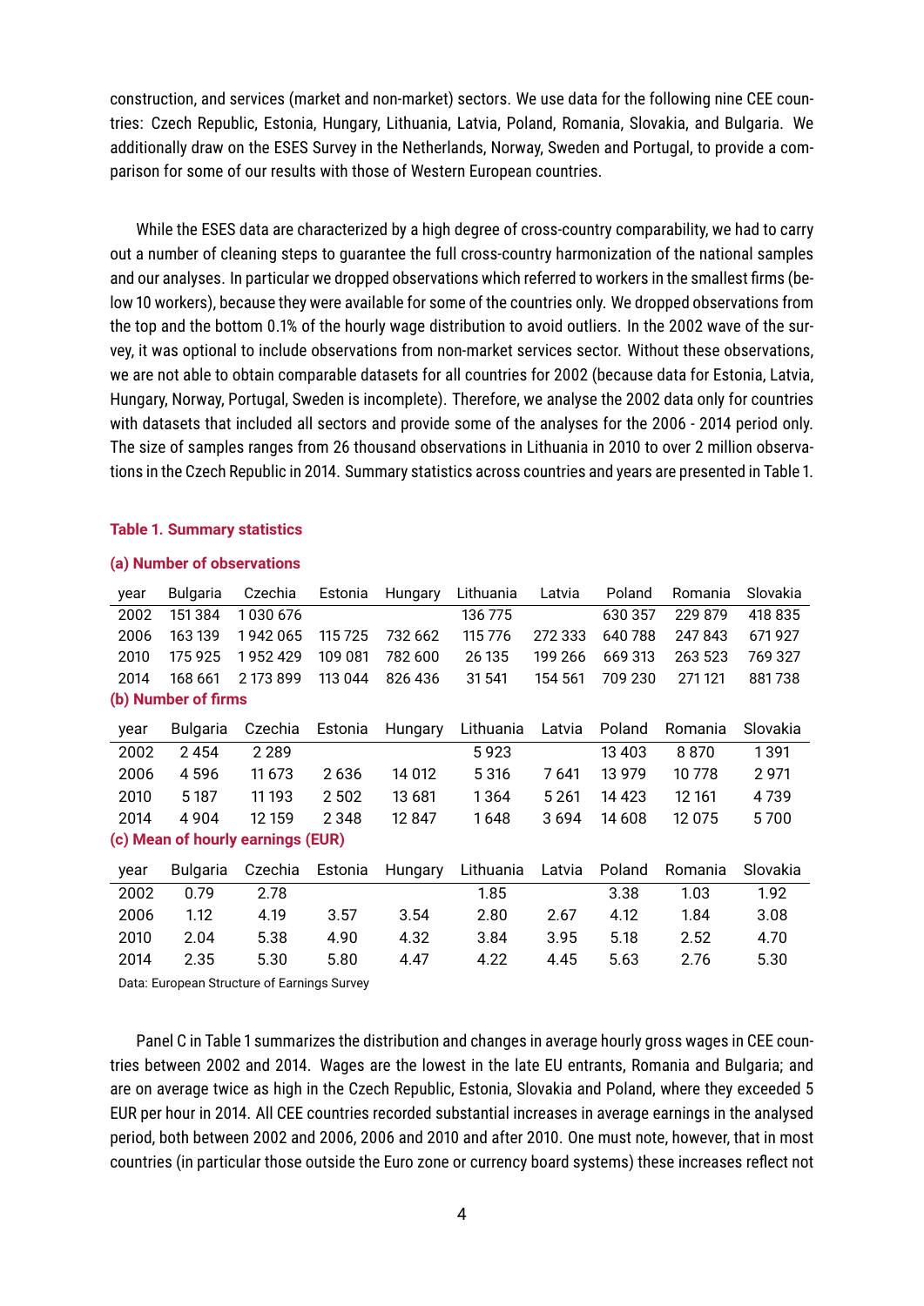construction, and services (market and non-market) sectors. We use data for the following nine CEE countries: Czech Republic, Estonia, Hungary, Lithuania, Latvia, Poland, Romania, Slovakia, and Bulgaria. We additionally draw on the ESES Survey in the Netherlands, Norway, Sweden and Portugal, to provide a comparison for some of our results with those of Western European countries.

While the ESES data are characterized by a high degree of cross-country comparability, we had to carry out a number of cleaning steps to guarantee the full cross-country harmonization of the national samples and our analyses. In particular we dropped observations which referred to workers in the smallest firms (below 10 workers), because they were available for some of the countries only. We dropped observations from the top and the bottom 0.1% of the hourly wage distribution to avoid outliers. In the 2002 wave of the survey, it was optional to include observations from non-market services sector. Without these observations, we are not able to obtain comparable datasets for all countries for 2002 (because data for Estonia, Latvia, Hungary, Norway, Portugal, Sweden is incomplete). Therefore, we analyse the 2002 data only for countries with datasets that included all sectors and provide some of the analyses for the 2006 - 2014 period only. The size of samples ranges from 26 thousand observations in Lithuania in 2010 to over 2 million observations in the Czech Republic in 2014. Summary statistics across countries and years are presented in Table 1.

**Table 1. Summary statistics**

**(a) Number of observations**

| year | Bulgaria | Czechia | Estonia | Hungary | Lithuania | Latvia | Poland | Romania | Slovakia |
|---|---|---|---|---|---|---|---|---|---|
| 2002 | 151 384 | 1 030 676 | | | 136 775 | | 630 357 | 229 879 | 418 835 |
| 2006 | 163 139 | 1 942 065 | 115 725 | 732 662 | 115 776 | 272 333 | 640 788 | 247 843 | 671 927 |
| 2010 | 175 925 | 1 952 429 | 109 081 | 782 600 | 26 135 | 199 266 | 669 313 | 263 523 | 769 327 |
| 2014 | 168 661 | 2 173 899 | 113 044 | 826 436 | 31 541 | 154 561 | 709 230 | 271 121 | 881 738 |

**(b) Number of firms**

| year | Bulgaria | Czechia | Estonia | Hungary | Lithuania | Latvia | Poland | Romania | Slovakia |
|---|---|---|---|---|---|---|---|---|---|
| 2002 | 2 454 | 2 289 | | | 5 923 | | 13 403 | 8 870 | 1 391 |
| 2006 | 4 596 | 11 673 | 2 636 | 14 012 | 5 316 | 7 641 | 13 979 | 10 778 | 2 971 |
| 2010 | 5 187 | 11 193 | 2 502 | 13 681 | 1 364 | 5 261 | 14 423 | 12 161 | 4 739 |
| 2014 | 4 904 | 12 159 | 2 348 | 12 847 | 1 648 | 3 694 | 14 608 | 12 075 | 5 700 |

**(c) Mean of hourly earnings (EUR)**

| year | Bulgaria | Czechia | Estonia | Hungary | Lithuania | Latvia | Poland | Romania | Slovakia |
|---|---|---|---|---|---|---|---|---|---|
| 2002 | 0.79 | 2.78 | | | 1.85 | | 3.38 | 1.03 | 1.92 |
| 2006 | 1.12 | 4.19 | 3.57 | 3.54 | 2.80 | 2.67 | 4.12 | 1.84 | 3.08 |
| 2010 | 2.04 | 5.38 | 4.90 | 4.32 | 3.84 | 3.95 | 5.18 | 2.52 | 4.70 |
| 2014 | 2.35 | 5.30 | 5.80 | 4.47 | 4.22 | 4.45 | 5.63 | 2.76 | 5.30 |

Data: European Structure of Earnings Survey

Panel C in Table 1 summarizes the distribution and changes in average hourly gross wages in CEE countries between 2002 and 2014. Wages are the lowest in the late EU entrants, Romania and Bulgaria; and are on average twice as high in the Czech Republic, Estonia, Slovakia and Poland, where they exceeded 5 EUR per hour in 2014. All CEE countries recorded substantial increases in average earnings in the analysed period, both between 2002 and 2006, 2006 and 2010 and after 2010. One must note, however, that in most countries (in particular those outside the Euro zone or currency board systems) these increases reflect not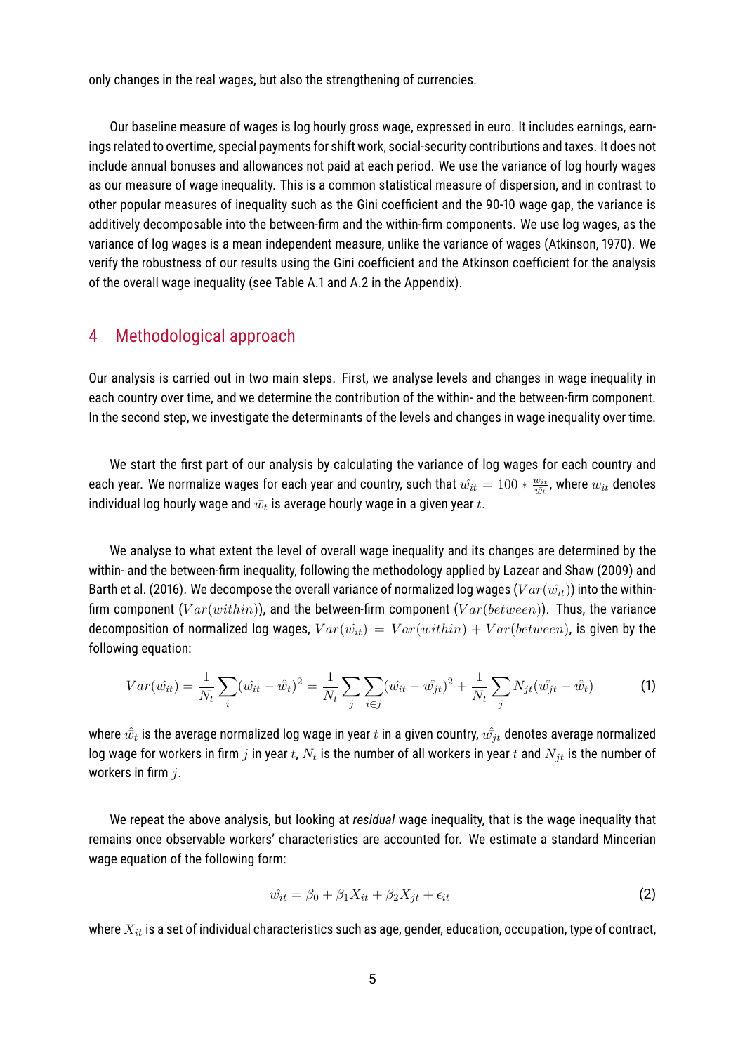only changes in the real wages, but also the strengthening of currencies.

Our baseline measure of wages is log hourly gross wage, expressed in euro. It includes earnings, earnings related to overtime, special payments for shift work, social-security contributions and taxes. It does not include annual bonuses and allowances not paid at each period. We use the variance of log hourly wages as our measure of wage inequality. This is a common statistical measure of dispersion, and in contrast to other popular measures of inequality such as the Gini coefficient and the 90-10 wage gap, the variance is additively decomposable into the between-firm and the within-firm components. We use log wages, as the variance of log wages is a mean independent measure, unlike the variance of wages (Atkinson, 1970). We verify the robustness of our results using the Gini coefficient and the Atkinson coefficient for the analysis of the overall wage inequality (see Table A.1 and A.2 in the Appendix).

## 4 Methodological approach

Our analysis is carried out in two main steps. First, we analyse levels and changes in wage inequality in each country over time, and we determine the contribution of the within- and the between-firm component. In the second step, we investigate the determinants of the levels and changes in wage inequality over time.

We start the first part of our analysis by calculating the variance of log wages for each country and each year. We normalize wages for each year and country, such that $\hat{w_{it}} = 100 * \frac{w_{it}}{\bar{w_t}}$, where $w_{it}$ denotes individual log hourly wage and $\bar{w}_t$ is average hourly wage in a given year $t$.

We analyse to what extent the level of overall wage inequality and its changes are determined by the within- and the between-firm inequality, following the methodology applied by Lazear and Shaw (2009) and Barth et al. (2016). We decompose the overall variance of normalized log wages ($Var(\hat{w_{it}})$) into the within-firm component ($Var(within)$), and the between-firm component ($Var(between)$). Thus, the variance decomposition of normalized log wages, $Var(\hat{w_{it}}) = Var(within) + Var(between)$, is given by the following equation:

$$Var(\hat{w_{it}}) = \frac{1}{N_t}\sum_i(\hat{w_{it}} - \hat{\bar{w}}_t)^2 = \frac{1}{N_t}\sum_j\sum_{i\in j}(\hat{w_{it}} - \hat{\bar{w_{jt}}})^2 + \frac{1}{N_t}\sum_j N_{jt}(\hat{\bar{w_{jt}}} - \hat{\bar{w}}_t) \tag{1}$$

where $\hat{\bar{w}}_t$ is the average normalized log wage in year $t$ in a given country, $\hat{\bar{w_{jt}}}$ denotes average normalized log wage for workers in firm $j$ in year $t$, $N_t$ is the number of all workers in year $t$ and $N_{jt}$ is the number of workers in firm $j$.

We repeat the above analysis, but looking at *residual* wage inequality, that is the wage inequality that remains once observable workers' characteristics are accounted for. We estimate a standard Mincerian wage equation of the following form:

$$\hat{w_{it}} = \beta_0 + \beta_1 X_{it} + \beta_2 X_{jt} + \epsilon_{it} \tag{2}$$

where $X_{it}$ is a set of individual characteristics such as age, gender, education, occupation, type of contract,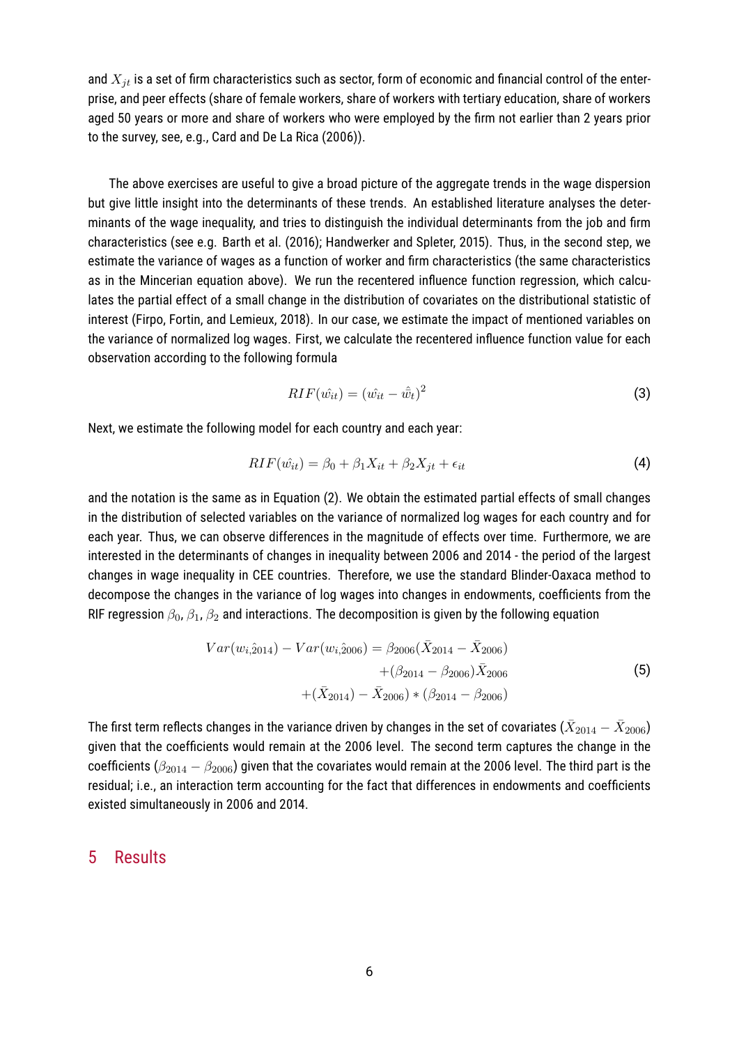and $X_{jt}$ is a set of firm characteristics such as sector, form of economic and financial control of the enterprise, and peer effects (share of female workers, share of workers with tertiary education, share of workers aged 50 years or more and share of workers who were employed by the firm not earlier than 2 years prior to the survey, see, e.g., Card and De La Rica (2006)).

The above exercises are useful to give a broad picture of the aggregate trends in the wage dispersion but give little insight into the determinants of these trends. An established literature analyses the determinants of the wage inequality, and tries to distinguish the individual determinants from the job and firm characteristics (see e.g. Barth et al. (2016); Handwerker and Spleter, 2015). Thus, in the second step, we estimate the variance of wages as a function of worker and firm characteristics (the same characteristics as in the Mincerian equation above). We run the recentered influence function regression, which calculates the partial effect of a small change in the distribution of covariates on the distributional statistic of interest (Firpo, Fortin, and Lemieux, 2018). In our case, we estimate the impact of mentioned variables on the variance of normalized log wages. First, we calculate the recentered influence function value for each observation according to the following formula

$$RIF(\hat{w_{it}}) = (\hat{w_{it}} - \hat{\bar{w}_t})^2 \tag{3}$$

Next, we estimate the following model for each country and each year:

$$RIF(\hat{w_{it}}) = \beta_0 + \beta_1 X_{it} + \beta_2 X_{jt} + \epsilon_{it} \tag{4}$$

and the notation is the same as in Equation (2). We obtain the estimated partial effects of small changes in the distribution of selected variables on the variance of normalized log wages for each country and for each year. Thus, we can observe differences in the magnitude of effects over time. Furthermore, we are interested in the determinants of changes in inequality between 2006 and 2014 - the period of the largest changes in wage inequality in CEE countries. Therefore, we use the standard Blinder-Oaxaca method to decompose the changes in the variance of log wages into changes in endowments, coefficients from the RIF regression $\beta_0$, $\beta_1$, $\beta_2$ and interactions. The decomposition is given by the following equation

$$\begin{aligned} Var(w_{i,\hat{2014}}) - Var(w_{i,\hat{2006}}) = \beta_{2006}(\bar{X}_{2014} - \bar{X}_{2006}) \\ +(\beta_{2014} - \beta_{2006})\bar{X}_{2006} \\ +(\bar{X}_{2014}) - \bar{X}_{2006}) * (\beta_{2014} - \beta_{2006}) \end{aligned} \tag{5}$$

The first term reflects changes in the variance driven by changes in the set of covariates ($\bar{X}_{2014} - \bar{X}_{2006}$) given that the coefficients would remain at the 2006 level. The second term captures the change in the coefficients ($\beta_{2014} - \beta_{2006}$) given that the covariates would remain at the 2006 level. The third part is the residual; i.e., an interaction term accounting for the fact that differences in endowments and coefficients existed simultaneously in 2006 and 2014.

# 5 Results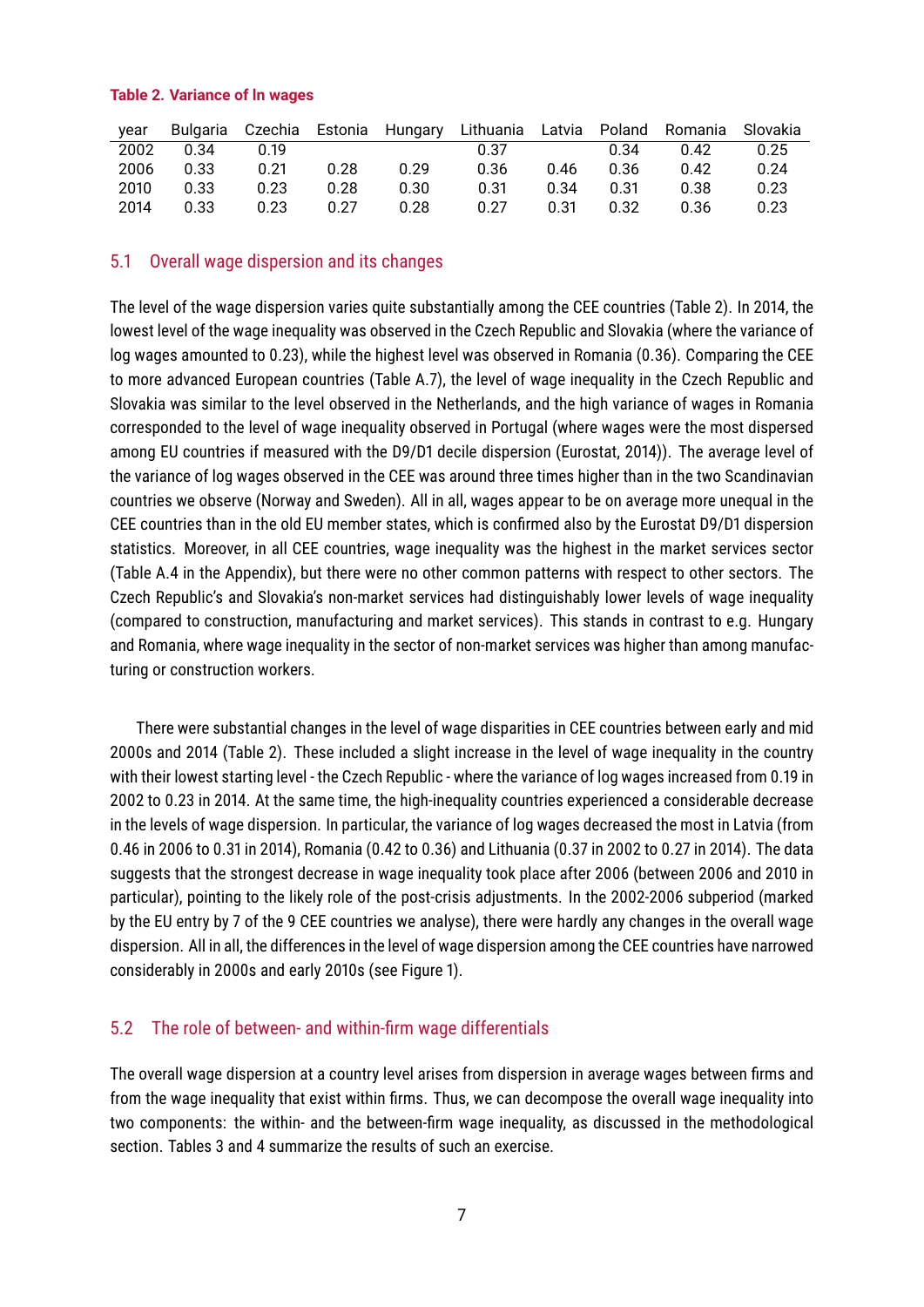**Table 2. Variance of ln wages**

| year | Bulgaria | Czechia | Estonia | Hungary | Lithuania | Latvia | Poland | Romania | Slovakia |
|---|---|---|---|---|---|---|---|---|---|
| 2002 | 0.34 | 0.19 | | | 0.37 | | 0.34 | 0.42 | 0.25 |
| 2006 | 0.33 | 0.21 | 0.28 | 0.29 | 0.36 | 0.46 | 0.36 | 0.42 | 0.24 |
| 2010 | 0.33 | 0.23 | 0.28 | 0.30 | 0.31 | 0.34 | 0.31 | 0.38 | 0.23 |
| 2014 | 0.33 | 0.23 | 0.27 | 0.28 | 0.27 | 0.31 | 0.32 | 0.36 | 0.23 |

## 5.1 Overall wage dispersion and its changes

The level of the wage dispersion varies quite substantially among the CEE countries (Table 2). In 2014, the lowest level of the wage inequality was observed in the Czech Republic and Slovakia (where the variance of log wages amounted to 0.23), while the highest level was observed in Romania (0.36). Comparing the CEE to more advanced European countries (Table A.7), the level of wage inequality in the Czech Republic and Slovakia was similar to the level observed in the Netherlands, and the high variance of wages in Romania corresponded to the level of wage inequality observed in Portugal (where wages were the most dispersed among EU countries if measured with the D9/D1 decile dispersion (Eurostat, 2014)). The average level of the variance of log wages observed in the CEE was around three times higher than in the two Scandinavian countries we observe (Norway and Sweden). All in all, wages appear to be on average more unequal in the CEE countries than in the old EU member states, which is confirmed also by the Eurostat D9/D1 dispersion statistics. Moreover, in all CEE countries, wage inequality was the highest in the market services sector (Table A.4 in the Appendix), but there were no other common patterns with respect to other sectors. The Czech Republic's and Slovakia's non-market services had distinguishably lower levels of wage inequality (compared to construction, manufacturing and market services). This stands in contrast to e.g. Hungary and Romania, where wage inequality in the sector of non-market services was higher than among manufacturing or construction workers.

There were substantial changes in the level of wage disparities in CEE countries between early and mid 2000s and 2014 (Table 2). These included a slight increase in the level of wage inequality in the country with their lowest starting level - the Czech Republic - where the variance of log wages increased from 0.19 in 2002 to 0.23 in 2014. At the same time, the high-inequality countries experienced a considerable decrease in the levels of wage dispersion. In particular, the variance of log wages decreased the most in Latvia (from 0.46 in 2006 to 0.31 in 2014), Romania (0.42 to 0.36) and Lithuania (0.37 in 2002 to 0.27 in 2014). The data suggests that the strongest decrease in wage inequality took place after 2006 (between 2006 and 2010 in particular), pointing to the likely role of the post-crisis adjustments. In the 2002-2006 subperiod (marked by the EU entry by 7 of the 9 CEE countries we analyse), there were hardly any changes in the overall wage dispersion. All in all, the differences in the level of wage dispersion among the CEE countries have narrowed considerably in 2000s and early 2010s (see Figure 1).

## 5.2 The role of between- and within-firm wage differentials

The overall wage dispersion at a country level arises from dispersion in average wages between firms and from the wage inequality that exist within firms. Thus, we can decompose the overall wage inequality into two components: the within- and the between-firm wage inequality, as discussed in the methodological section. Tables 3 and 4 summarize the results of such an exercise.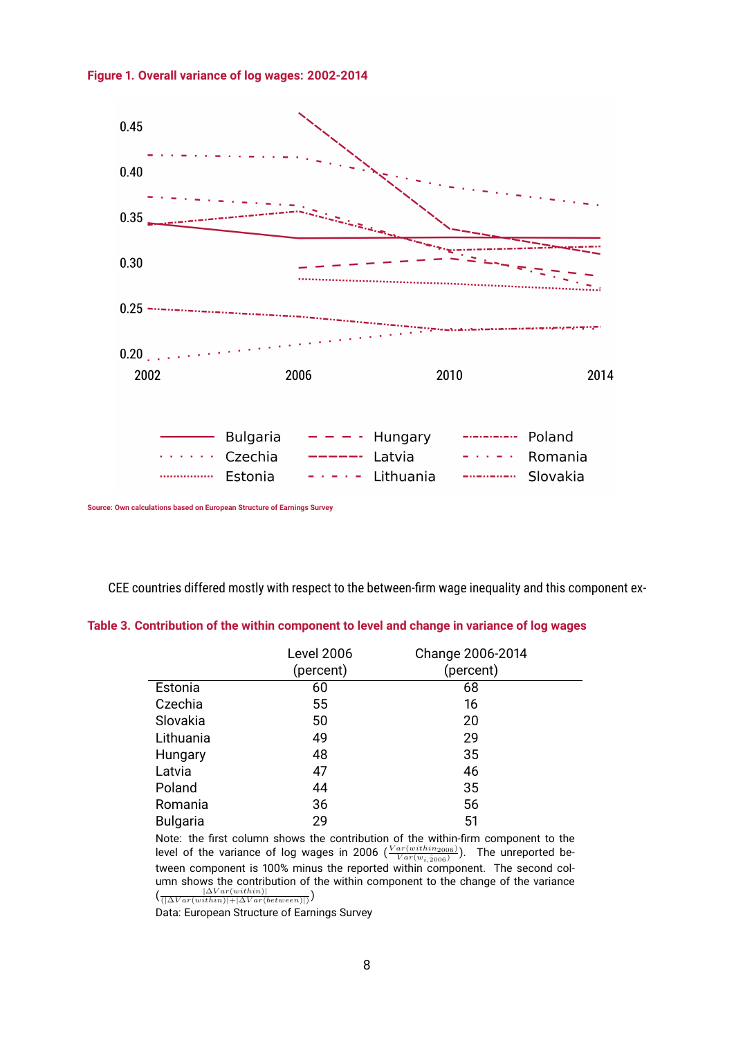**Figure 1. Overall variance of log wages: 2002-2014**

Source: Own calculations based on European Structure of Earnings Survey

CEE countries differed mostly with respect to the between-firm wage inequality and this component ex-

**Table 3. Contribution of the within component to level and change in variance of log wages**

| | Level 2006 (percent) | Change 2006-2014 (percent) |
|---|---|---|
| Estonia | 60 | 68 |
| Czechia | 55 | 16 |
| Slovakia | 50 | 20 |
| Lithuania | 49 | 29 |
| Hungary | 48 | 35 |
| Latvia | 47 | 46 |
| Poland | 44 | 35 |
| Romania | 36 | 56 |
| Bulgaria | 29 | 51 |

Note: the first column shows the contribution of the within-firm component to the level of the variance of log wages in 2006 ($\frac{Var(within_{2006})}{Var(w_{i,2006})}$). The unreported between component is 100% minus the reported within component. The second column shows the contribution of the within component to the change of the variance ($\frac{|\Delta Var(within)|}{(|\Delta Var(within)|+|\Delta Var(between)|)}$)

Data: European Structure of Earnings Survey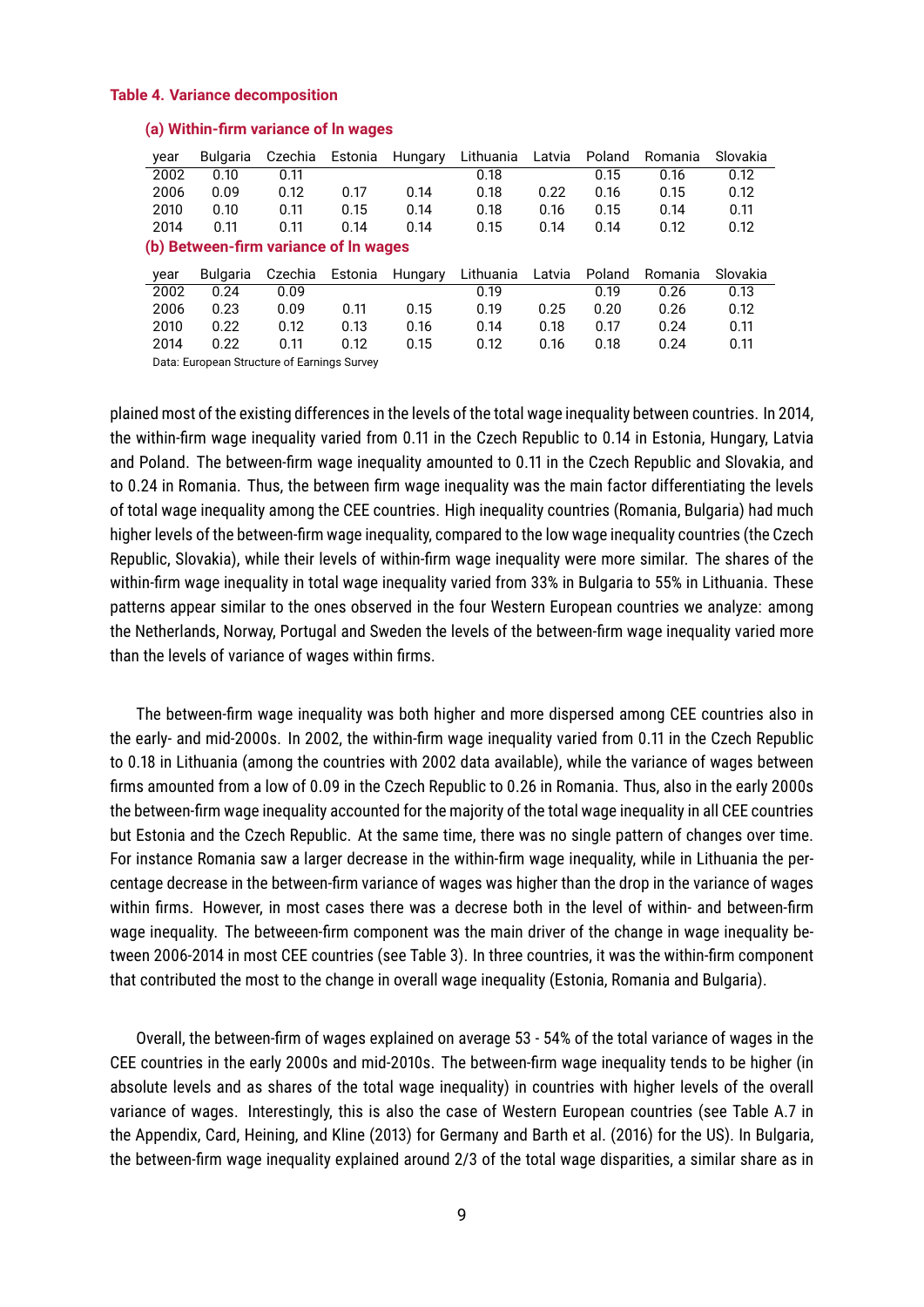**Table 4. Variance decomposition**

**(a) Within-firm variance of ln wages**

| year | Bulgaria | Czechia | Estonia | Hungary | Lithuania | Latvia | Poland | Romania | Slovakia |
|---|---|---|---|---|---|---|---|---|---|
| 2002 | 0.10 | 0.11 | | | 0.18 | | 0.15 | 0.16 | 0.12 |
| 2006 | 0.09 | 0.12 | 0.17 | 0.14 | 0.18 | 0.22 | 0.16 | 0.15 | 0.12 |
| 2010 | 0.10 | 0.11 | 0.15 | 0.14 | 0.18 | 0.16 | 0.15 | 0.14 | 0.11 |
| 2014 | 0.11 | 0.11 | 0.14 | 0.14 | 0.15 | 0.14 | 0.14 | 0.12 | 0.12 |

**(b) Between-firm variance of ln wages**

| year | Bulgaria | Czechia | Estonia | Hungary | Lithuania | Latvia | Poland | Romania | Slovakia |
|---|---|---|---|---|---|---|---|---|---|
| 2002 | 0.24 | 0.09 | | | 0.19 | | 0.19 | 0.26 | 0.13 |
| 2006 | 0.23 | 0.09 | 0.11 | 0.15 | 0.19 | 0.25 | 0.20 | 0.26 | 0.12 |
| 2010 | 0.22 | 0.12 | 0.13 | 0.16 | 0.14 | 0.18 | 0.17 | 0.24 | 0.11 |
| 2014 | 0.22 | 0.11 | 0.12 | 0.15 | 0.12 | 0.16 | 0.18 | 0.24 | 0.11 |

Data: European Structure of Earnings Survey

plained most of the existing differences in the levels of the total wage inequality between countries. In 2014, the within-firm wage inequality varied from 0.11 in the Czech Republic to 0.14 in Estonia, Hungary, Latvia and Poland. The between-firm wage inequality amounted to 0.11 in the Czech Republic and Slovakia, and to 0.24 in Romania. Thus, the between firm wage inequality was the main factor differentiating the levels of total wage inequality among the CEE countries. High inequality countries (Romania, Bulgaria) had much higher levels of the between-firm wage inequality, compared to the low wage inequality countries (the Czech Republic, Slovakia), while their levels of within-firm wage inequality were more similar. The shares of the within-firm wage inequality in total wage inequality varied from 33% in Bulgaria to 55% in Lithuania. These patterns appear similar to the ones observed in the four Western European countries we analyze: among the Netherlands, Norway, Portugal and Sweden the levels of the between-firm wage inequality varied more than the levels of variance of wages within firms.

The between-firm wage inequality was both higher and more dispersed among CEE countries also in the early- and mid-2000s. In 2002, the within-firm wage inequality varied from 0.11 in the Czech Republic to 0.18 in Lithuania (among the countries with 2002 data available), while the variance of wages between firms amounted from a low of 0.09 in the Czech Republic to 0.26 in Romania. Thus, also in the early 2000s the between-firm wage inequality accounted for the majority of the total wage inequality in all CEE countries but Estonia and the Czech Republic. At the same time, there was no single pattern of changes over time. For instance Romania saw a larger decrease in the within-firm wage inequality, while in Lithuania the percentage decrease in the between-firm variance of wages was higher than the drop in the variance of wages within firms. However, in most cases there was a decrese both in the level of within- and between-firm wage inequality. The betweeen-firm component was the main driver of the change in wage inequality between 2006-2014 in most CEE countries (see Table 3). In three countries, it was the within-firm component that contributed the most to the change in overall wage inequality (Estonia, Romania and Bulgaria).

Overall, the between-firm of wages explained on average 53 - 54% of the total variance of wages in the CEE countries in the early 2000s and mid-2010s. The between-firm wage inequality tends to be higher (in absolute levels and as shares of the total wage inequality) in countries with higher levels of the overall variance of wages. Interestingly, this is also the case of Western European countries (see Table A.7 in the Appendix, Card, Heining, and Kline (2013) for Germany and Barth et al. (2016) for the US). In Bulgaria, the between-firm wage inequality explained around 2/3 of the total wage disparities, a similar share as in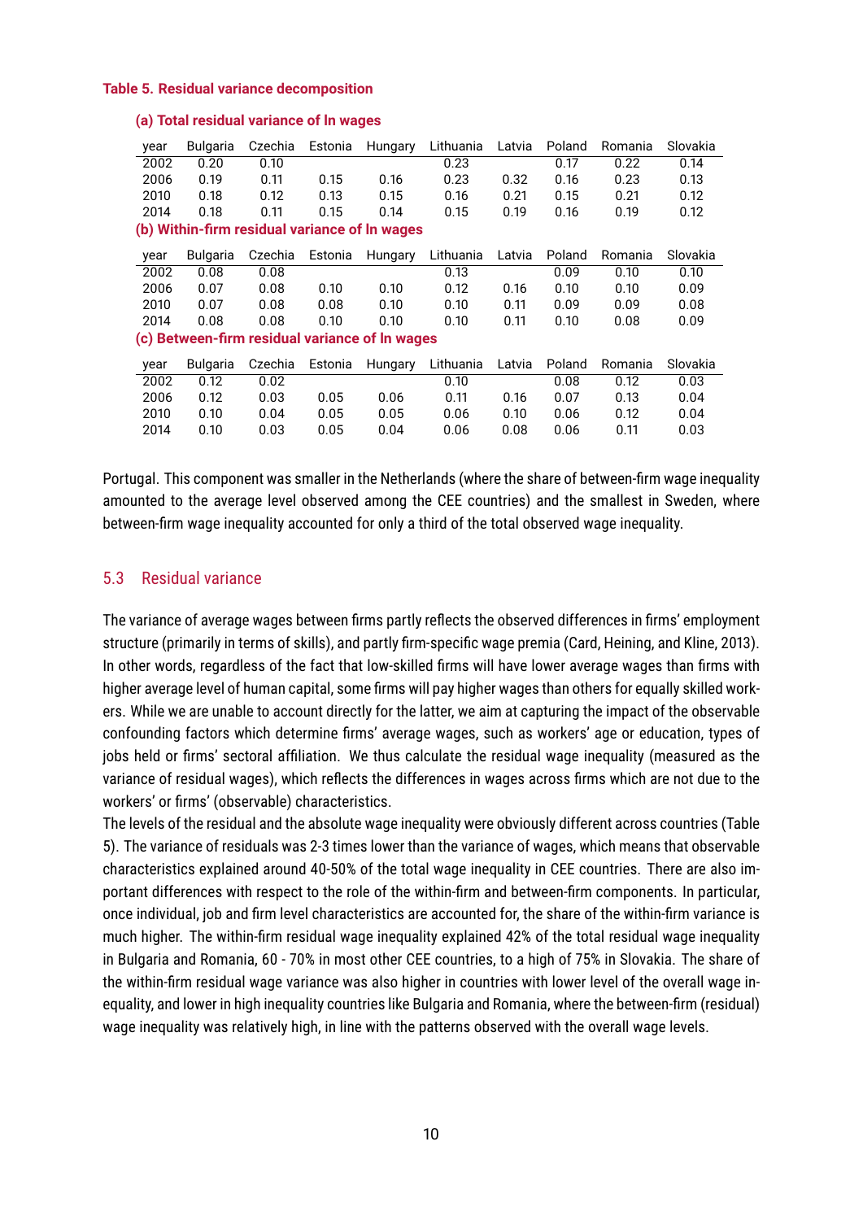**Table 5. Residual variance decomposition**

**(a) Total residual variance of ln wages**

| year | Bulgaria | Czechia | Estonia | Hungary | Lithuania | Latvia | Poland | Romania | Slovakia |
|---|---|---|---|---|---|---|---|---|---|
| 2002 | 0.20 | 0.10 | | | 0.23 | | 0.17 | 0.22 | 0.14 |
| 2006 | 0.19 | 0.11 | 0.15 | 0.16 | 0.23 | 0.32 | 0.16 | 0.23 | 0.13 |
| 2010 | 0.18 | 0.12 | 0.13 | 0.15 | 0.16 | 0.21 | 0.15 | 0.21 | 0.12 |
| 2014 | 0.18 | 0.11 | 0.15 | 0.14 | 0.15 | 0.19 | 0.16 | 0.19 | 0.12 |

**(b) Within-firm residual variance of ln wages**

| year | Bulgaria | Czechia | Estonia | Hungary | Lithuania | Latvia | Poland | Romania | Slovakia |
|---|---|---|---|---|---|---|---|---|---|
| 2002 | 0.08 | 0.08 | | | 0.13 | | 0.09 | 0.10 | 0.10 |
| 2006 | 0.07 | 0.08 | 0.10 | 0.10 | 0.12 | 0.16 | 0.10 | 0.10 | 0.09 |
| 2010 | 0.07 | 0.08 | 0.08 | 0.10 | 0.10 | 0.11 | 0.09 | 0.09 | 0.08 |
| 2014 | 0.08 | 0.08 | 0.10 | 0.10 | 0.10 | 0.11 | 0.10 | 0.08 | 0.09 |

**(c) Between-firm residual variance of ln wages**

| year | Bulgaria | Czechia | Estonia | Hungary | Lithuania | Latvia | Poland | Romania | Slovakia |
|---|---|---|---|---|---|---|---|---|---|
| 2002 | 0.12 | 0.02 | | | 0.10 | | 0.08 | 0.12 | 0.03 |
| 2006 | 0.12 | 0.03 | 0.05 | 0.06 | 0.11 | 0.16 | 0.07 | 0.13 | 0.04 |
| 2010 | 0.10 | 0.04 | 0.05 | 0.05 | 0.06 | 0.10 | 0.06 | 0.12 | 0.04 |
| 2014 | 0.10 | 0.03 | 0.05 | 0.04 | 0.06 | 0.08 | 0.06 | 0.11 | 0.03 |

Portugal. This component was smaller in the Netherlands (where the share of between-firm wage inequality amounted to the average level observed among the CEE countries) and the smallest in Sweden, where between-firm wage inequality accounted for only a third of the total observed wage inequality.

## 5.3 Residual variance

The variance of average wages between firms partly reflects the observed differences in firms' employment structure (primarily in terms of skills), and partly firm-specific wage premia (Card, Heining, and Kline, 2013). In other words, regardless of the fact that low-skilled firms will have lower average wages than firms with higher average level of human capital, some firms will pay higher wages than others for equally skilled workers. While we are unable to account directly for the latter, we aim at capturing the impact of the observable confounding factors which determine firms' average wages, such as workers' age or education, types of jobs held or firms' sectoral affiliation. We thus calculate the residual wage inequality (measured as the variance of residual wages), which reflects the differences in wages across firms which are not due to the workers' or firms' (observable) characteristics.

The levels of the residual and the absolute wage inequality were obviously different across countries (Table 5). The variance of residuals was 2-3 times lower than the variance of wages, which means that observable characteristics explained around 40-50% of the total wage inequality in CEE countries. There are also important differences with respect to the role of the within-firm and between-firm components. In particular, once individual, job and firm level characteristics are accounted for, the share of the within-firm variance is much higher. The within-firm residual wage inequality explained 42% of the total residual wage inequality in Bulgaria and Romania, 60 - 70% in most other CEE countries, to a high of 75% in Slovakia. The share of the within-firm residual wage variance was also higher in countries with lower level of the overall wage inequality, and lower in high inequality countries like Bulgaria and Romania, where the between-firm (residual) wage inequality was relatively high, in line with the patterns observed with the overall wage levels.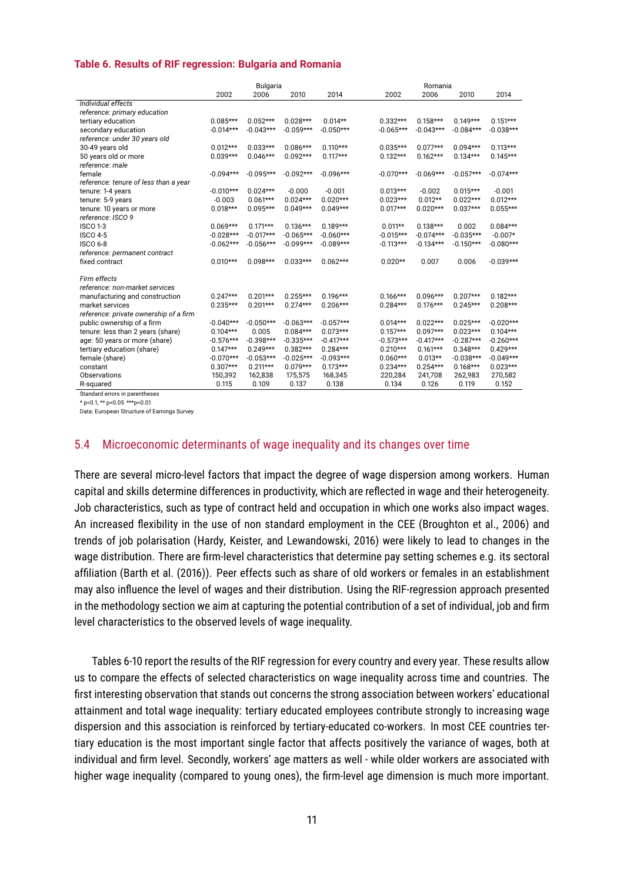**Table 6. Results of RIF regression: Bulgaria and Romania**

| | Bulgaria | | | | Romania | | | |
|---|---|---|---|---|---|---|---|---|
| | 2002 | 2006 | 2010 | 2014 | 2002 | 2006 | 2010 | 2014 |
| *Individual effects* | | | | | | | | |
| *reference: primary education* | | | | | | | | |
| tertiary education | 0.085*** | 0.052*** | 0.028*** | 0.014** | 0.332*** | 0.158*** | 0.149*** | 0.151*** |
| secondary education | -0.014*** | -0.043*** | -0.059*** | -0.050*** | -0.065*** | -0.043*** | -0.084*** | -0.038*** |
| *reference: under 30 years old* | | | | | | | | |
| 30-49 years old | 0.012*** | 0.033*** | 0.086*** | 0.110*** | 0.035*** | 0.077*** | 0.094*** | 0.113*** |
| 50 years old or more | 0.039*** | 0.046*** | 0.092*** | 0.117*** | 0.132*** | 0.162*** | 0.134*** | 0.145*** |
| *reference: male* | | | | | | | | |
| female | -0.094*** | -0.095*** | -0.092*** | -0.096*** | -0.070*** | -0.069*** | -0.057*** | -0.074*** |
| *reference: tenure of less than a year* | | | | | | | | |
| tenure: 1-4 years | -0.010*** | 0.024*** | -0.000 | -0.001 | 0.013*** | -0.002 | 0.015*** | -0.001 |
| tenure: 5-9 years | -0.003 | 0.061*** | 0.024*** | 0.020*** | 0.023*** | 0.012** | 0.022*** | 0.012*** |
| tenure: 10 years or more | 0.018*** | 0.095*** | 0.049*** | 0.049*** | 0.017*** | 0.020*** | 0.037*** | 0.055*** |
| *reference: ISCO 9* | | | | | | | | |
| ISCO 1-3 | 0.069*** | 0.171*** | 0.136*** | 0.189*** | 0.011** | 0.138*** | 0.002 | 0.084*** |
| ISCO 4-5 | -0.028*** | -0.017*** | -0.065*** | -0.060*** | -0.015*** | -0.074*** | -0.035*** | -0.007* |
| ISCO 6-8 | -0.062*** | -0.056*** | -0.099*** | -0.089*** | -0.113*** | -0.134*** | -0.150*** | -0.080*** |
| *reference: permanent contract* | | | | | | | | |
| fixed contract | 0.010*** | 0.098*** | 0.033*** | 0.062*** | 0.020** | 0.007 | 0.006 | -0.039*** |
| *Firm effects* | | | | | | | | |
| *reference: non-market services* | | | | | | | | |
| manufacturing and construction | 0.247*** | 0.201*** | 0.255*** | 0.196*** | 0.166*** | 0.096*** | 0.207*** | 0.182*** |
| market services | 0.235*** | 0.201*** | 0.274*** | 0.206*** | 0.284*** | 0.176*** | 0.245*** | 0.208*** |
| *reference: private ownership of a firm* | | | | | | | | |
| public ownership of a firm | -0.040*** | -0.050*** | -0.063*** | -0.057*** | 0.014*** | 0.022*** | 0.025*** | -0.020*** |
| tenure: less than 2 years (share) | 0.104*** | 0.005 | 0.084*** | 0.073*** | 0.157*** | 0.097*** | 0.023*** | 0.104*** |
| age: 50 years or more (share) | -0.576*** | -0.398*** | -0.335*** | -0.417*** | -0.573*** | -0.417*** | -0.287*** | -0.260*** |
| tertiary education (share) | 0.147*** | 0.249*** | 0.382*** | 0.284*** | 0.210*** | 0.161*** | 0.348*** | 0.429*** |
| female (share) | -0.070*** | -0.053*** | -0.025*** | -0.093*** | 0.060*** | 0.013** | -0.038*** | -0.049*** |
| constant | 0.307*** | 0.211*** | 0.079*** | 0.173*** | 0.234*** | 0.254*** | 0.168*** | 0.023*** |
| Observations | 150,392 | 162,838 | 175,575 | 168,345 | 220,284 | 241,708 | 262,983 | 270,582 |
| R-squared | 0.115 | 0.109 | 0.137 | 0.138 | 0.134 | 0.126 | 0.119 | 0.152 |

Standard errors in parentheses

* p<0.1, ** p<0.05 ***p<0.01

Data: European Structure of Earnings Survey

## 5.4 Microeconomic determinants of wage inequality and its changes over time

There are several micro-level factors that impact the degree of wage dispersion among workers. Human capital and skills determine differences in productivity, which are reflected in wage and their heterogeneity. Job characteristics, such as type of contract held and occupation in which one works also impact wages. An increased flexibility in the use of non standard employment in the CEE (Broughton et al., 2006) and trends of job polarisation (Hardy, Keister, and Lewandowski, 2016) were likely to lead to changes in the wage distribution. There are firm-level characteristics that determine pay setting schemes e.g. its sectoral affiliation (Barth et al. (2016)). Peer effects such as share of old workers or females in an establishment may also influence the level of wages and their distribution. Using the RIF-regression approach presented in the methodology section we aim at capturing the potential contribution of a set of individual, job and firm level characteristics to the observed levels of wage inequality.

Tables 6-10 report the results of the RIF regression for every country and every year. These results allow us to compare the effects of selected characteristics on wage inequality across time and countries. The first interesting observation that stands out concerns the strong association between workers' educational attainment and total wage inequality: tertiary educated employees contribute strongly to increasing wage dispersion and this association is reinforced by tertiary-educated co-workers. In most CEE countries tertiary education is the most important single factor that affects positively the variance of wages, both at individual and firm level. Secondly, workers' age matters as well - while older workers are associated with higher wage inequality (compared to young ones), the firm-level age dimension is much more important.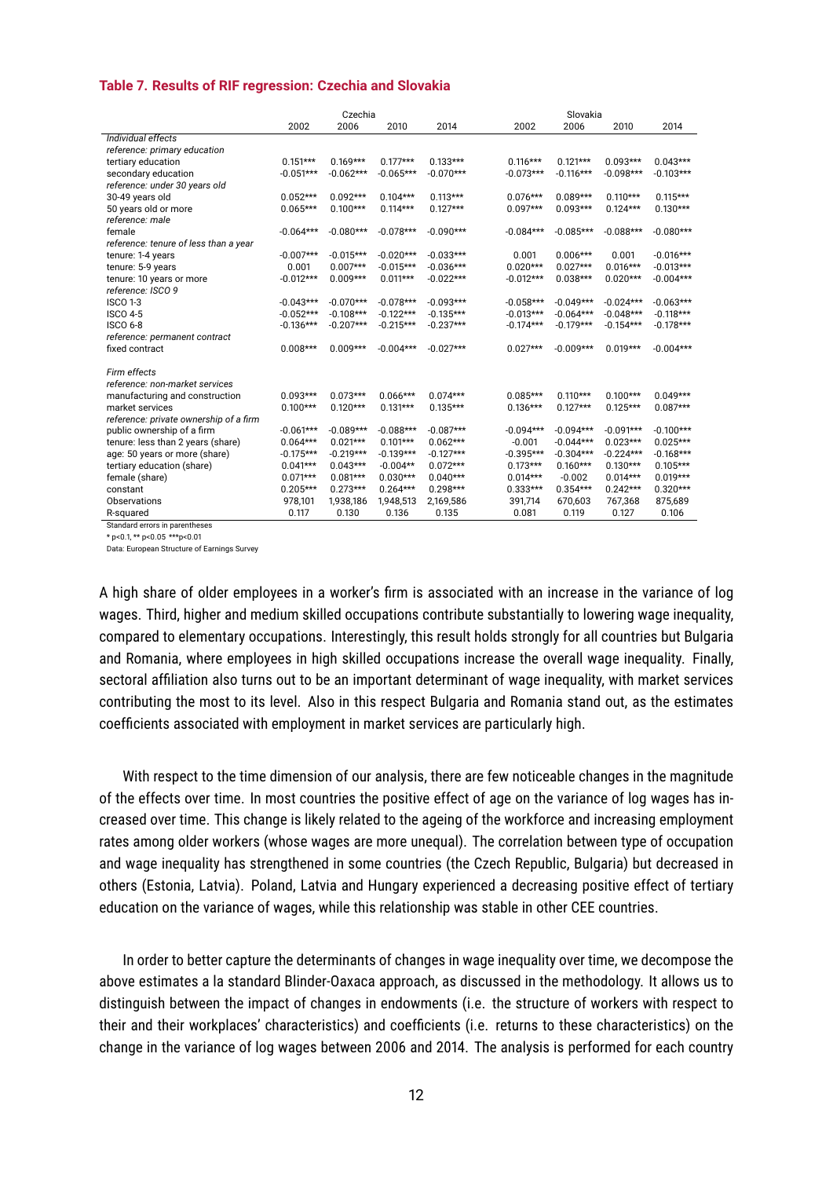**Table 7. Results of RIF regression: Czechia and Slovakia**

| | Czechia | | | | Slovakia | | | |
|---|---|---|---|---|---|---|---|---|
| | 2002 | 2006 | 2010 | 2014 | 2002 | 2006 | 2010 | 2014 |
| *Individual effects* | | | | | | | | |
| *reference: primary education* | | | | | | | | |
| tertiary education | 0.151*** | 0.169*** | 0.177*** | 0.133*** | 0.116*** | 0.121*** | 0.093*** | 0.043*** |
| secondary education | -0.051*** | -0.062*** | -0.065*** | -0.070*** | -0.073*** | -0.116*** | -0.098*** | -0.103*** |
| *reference: under 30 years old* | | | | | | | | |
| 30-49 years old | 0.052*** | 0.092*** | 0.104*** | 0.113*** | 0.076*** | 0.089*** | 0.110*** | 0.115*** |
| 50 years old or more | 0.065*** | 0.100*** | 0.114*** | 0.127*** | 0.097*** | 0.093*** | 0.124*** | 0.130*** |
| *reference: male* | | | | | | | | |
| female | -0.064*** | -0.080*** | -0.078*** | -0.090*** | -0.084*** | -0.085*** | -0.088*** | -0.080*** |
| *reference: tenure of less than a year* | | | | | | | | |
| tenure: 1-4 years | -0.007*** | -0.015*** | -0.020*** | -0.033*** | 0.001 | 0.006*** | 0.001 | -0.016*** |
| tenure: 5-9 years | 0.001 | 0.007*** | -0.015*** | -0.036*** | 0.020*** | 0.027*** | 0.016*** | -0.013*** |
| tenure: 10 years or more | -0.012*** | 0.009*** | 0.011*** | -0.022*** | -0.012*** | 0.038*** | 0.020*** | -0.004*** |
| *reference: ISCO 9* | | | | | | | | |
| ISCO 1-3 | -0.043*** | -0.070*** | -0.078*** | -0.093*** | -0.058*** | -0.049*** | -0.024*** | -0.063*** |
| ISCO 4-5 | -0.052*** | -0.108*** | -0.122*** | -0.135*** | -0.013*** | -0.064*** | -0.048*** | -0.118*** |
| ISCO 6-8 | -0.136*** | -0.207*** | -0.215*** | -0.237*** | -0.174*** | -0.179*** | -0.154*** | -0.178*** |
| *reference: permanent contract* | | | | | | | | |
| fixed contract | 0.008*** | 0.009*** | -0.004*** | -0.027*** | 0.027*** | -0.009*** | 0.019*** | -0.004*** |
| *Firm effects* | | | | | | | | |
| *reference: non-market services* | | | | | | | | |
| manufacturing and construction | 0.093*** | 0.073*** | 0.066*** | 0.074*** | 0.085*** | 0.110*** | 0.100*** | 0.049*** |
| market services | 0.100*** | 0.120*** | 0.131*** | 0.135*** | 0.136*** | 0.127*** | 0.125*** | 0.087*** |
| *reference: private ownership of a firm* | | | | | | | | |
| public ownership of a firm | -0.061*** | -0.089*** | -0.088*** | -0.087*** | -0.094*** | -0.094*** | -0.091*** | -0.100*** |
| tenure: less than 2 years (share) | 0.064*** | 0.021*** | 0.101*** | 0.062*** | -0.001 | -0.044*** | 0.023*** | 0.025*** |
| age: 50 years or more (share) | -0.175*** | -0.219*** | -0.139*** | -0.127*** | -0.395*** | -0.304*** | -0.224*** | -0.168*** |
| tertiary education (share) | 0.041*** | 0.043*** | -0.004** | 0.072*** | 0.173*** | 0.160*** | 0.130*** | 0.105*** |
| female (share) | 0.071*** | 0.081*** | 0.030*** | 0.040*** | 0.014*** | -0.002 | 0.014*** | 0.019*** |
| constant | 0.205*** | 0.273*** | 0.264*** | 0.298*** | 0.333*** | 0.354*** | 0.242*** | 0.320*** |
| Observations | 978,101 | 1,938,186 | 1,948,513 | 2,169,586 | 391,714 | 670,603 | 767,368 | 875,689 |
| R-squared | 0.117 | 0.130 | 0.136 | 0.135 | 0.081 | 0.119 | 0.127 | 0.106 |

Standard errors in parentheses

* p<0.1, ** p<0.05 ***p<0.01

Data: European Structure of Earnings Survey

A high share of older employees in a worker's firm is associated with an increase in the variance of log wages. Third, higher and medium skilled occupations contribute substantially to lowering wage inequality, compared to elementary occupations. Interestingly, this result holds strongly for all countries but Bulgaria and Romania, where employees in high skilled occupations increase the overall wage inequality. Finally, sectoral affiliation also turns out to be an important determinant of wage inequality, with market services contributing the most to its level. Also in this respect Bulgaria and Romania stand out, as the estimates coefficients associated with employment in market services are particularly high.

With respect to the time dimension of our analysis, there are few noticeable changes in the magnitude of the effects over time. In most countries the positive effect of age on the variance of log wages has increased over time. This change is likely related to the ageing of the workforce and increasing employment rates among older workers (whose wages are more unequal). The correlation between type of occupation and wage inequality has strengthened in some countries (the Czech Republic, Bulgaria) but decreased in others (Estonia, Latvia). Poland, Latvia and Hungary experienced a decreasing positive effect of tertiary education on the variance of wages, while this relationship was stable in other CEE countries.

In order to better capture the determinants of changes in wage inequality over time, we decompose the above estimates a la standard Blinder-Oaxaca approach, as discussed in the methodology. It allows us to distinguish between the impact of changes in endowments (i.e. the structure of workers with respect to their and their workplaces' characteristics) and coefficients (i.e. returns to these characteristics) on the change in the variance of log wages between 2006 and 2014. The analysis is performed for each country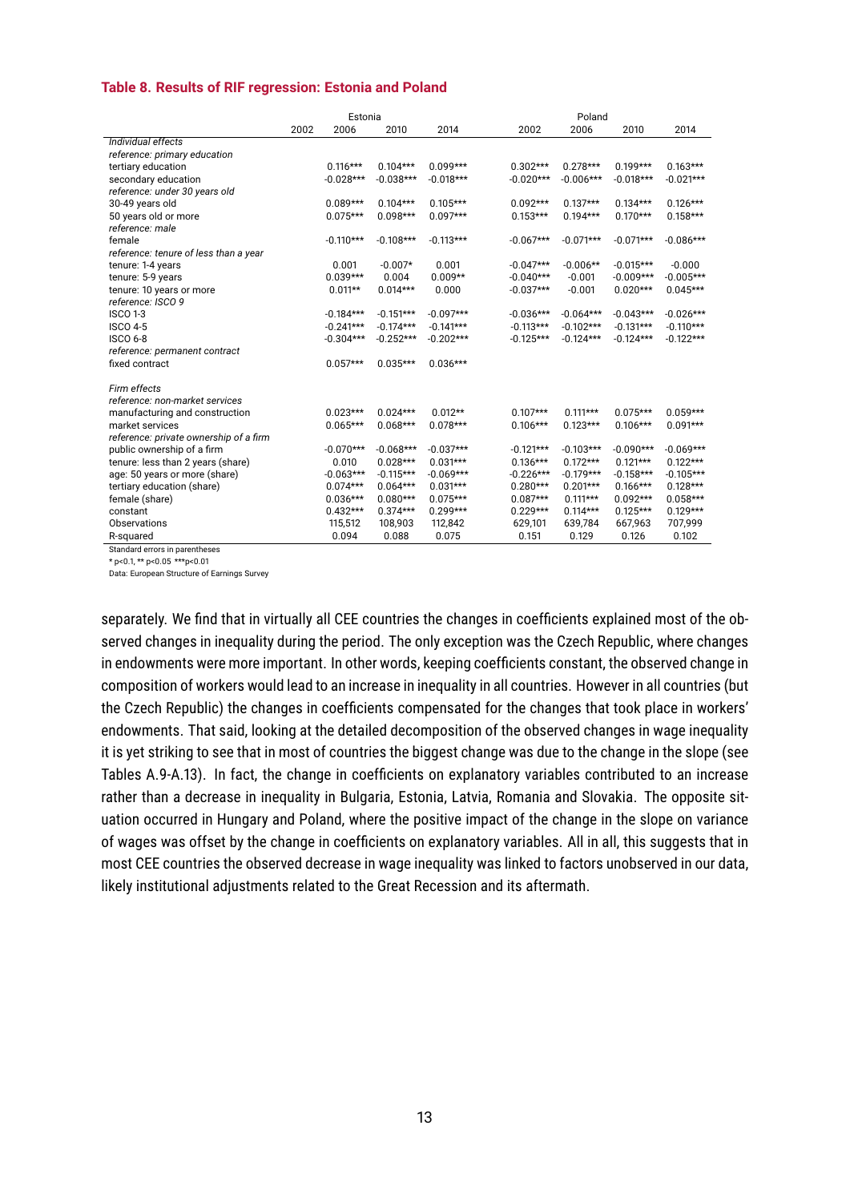**Table 8. Results of RIF regression: Estonia and Poland**

| | Estonia | | | | Poland | | | |
|---|---|---|---|---|---|---|---|---|
| | 2002 | 2006 | 2010 | 2014 | 2002 | 2006 | 2010 | 2014 |
| *Individual effects* | | | | | | | | |
| *reference: primary education* | | | | | | | | |
| tertiary education | | 0.116*** | 0.104*** | 0.099*** | 0.302*** | 0.278*** | 0.199*** | 0.163*** |
| secondary education | | -0.028*** | -0.038*** | -0.018*** | -0.020*** | -0.006*** | -0.018*** | -0.021*** |
| *reference: under 30 years old* | | | | | | | | |
| 30-49 years old | | 0.089*** | 0.104*** | 0.105*** | 0.092*** | 0.137*** | 0.134*** | 0.126*** |
| 50 years old or more | | 0.075*** | 0.098*** | 0.097*** | 0.153*** | 0.194*** | 0.170*** | 0.158*** |
| *reference: male* | | | | | | | | |
| female | | -0.110*** | -0.108*** | -0.113*** | -0.067*** | -0.071*** | -0.071*** | -0.086*** |
| *reference: tenure of less than a year* | | | | | | | | |
| tenure: 1-4 years | | 0.001 | -0.007* | 0.001 | -0.047*** | -0.006** | -0.015*** | -0.000 |
| tenure: 5-9 years | | 0.039*** | 0.004 | 0.009** | -0.040*** | -0.001 | -0.009*** | -0.005*** |
| tenure: 10 years or more | | 0.011** | 0.014*** | 0.000 | -0.037*** | -0.001 | 0.020*** | 0.045*** |
| *reference: ISCO 9* | | | | | | | | |
| ISCO 1-3 | | -0.184*** | -0.151*** | -0.097*** | -0.036*** | -0.064*** | -0.043*** | -0.026*** |
| ISCO 4-5 | | -0.241*** | -0.174*** | -0.141*** | -0.113*** | -0.102*** | -0.131*** | -0.110*** |
| ISCO 6-8 | | -0.304*** | -0.252*** | -0.202*** | -0.125*** | -0.124*** | -0.124*** | -0.122*** |
| *reference: permanent contract* | | | | | | | | |
| fixed contract | | 0.057*** | 0.035*** | 0.036*** | | | | |
| | | | | | | | | |
| *Firm effects* | | | | | | | | |
| *reference: non-market services* | | | | | | | | |
| manufacturing and construction | | 0.023*** | 0.024*** | 0.012** | 0.107*** | 0.111*** | 0.075*** | 0.059*** |
| market services | | 0.065*** | 0.068*** | 0.078*** | 0.106*** | 0.123*** | 0.106*** | 0.091*** |
| *reference: private ownership of a firm* | | | | | | | | |
| public ownership of a firm | | -0.070*** | -0.068*** | -0.037*** | -0.121*** | -0.103*** | -0.090*** | -0.069*** |
| tenure: less than 2 years (share) | | 0.010 | 0.028*** | 0.031*** | 0.136*** | 0.172*** | 0.121*** | 0.122*** |
| age: 50 years or more (share) | | -0.063*** | -0.115*** | -0.069*** | -0.226*** | -0.179*** | -0.158*** | -0.105*** |
| tertiary education (share) | | 0.074*** | 0.064*** | 0.031*** | 0.280*** | 0.201*** | 0.166*** | 0.128*** |
| female (share) | | 0.036*** | 0.080*** | 0.075*** | 0.087*** | 0.111*** | 0.092*** | 0.058*** |
| constant | | 0.432*** | 0.374*** | 0.299*** | 0.229*** | 0.114*** | 0.125*** | 0.129*** |
| Observations | | 115,512 | 108,903 | 112,842 | 629,101 | 639,784 | 667,963 | 707,999 |
| R-squared | | 0.094 | 0.088 | 0.075 | 0.151 | 0.129 | 0.126 | 0.102 |

Standard errors in parentheses

* p<0.1, ** p<0.05 ***p<0.01

Data: European Structure of Earnings Survey

separately. We find that in virtually all CEE countries the changes in coefficients explained most of the observed changes in inequality during the period. The only exception was the Czech Republic, where changes in endowments were more important. In other words, keeping coefficients constant, the observed change in composition of workers would lead to an increase in inequality in all countries. However in all countries (but the Czech Republic) the changes in coefficients compensated for the changes that took place in workers' endowments. That said, looking at the detailed decomposition of the observed changes in wage inequality it is yet striking to see that in most of countries the biggest change was due to the change in the slope (see Tables A.9-A.13). In fact, the change in coefficients on explanatory variables contributed to an increase rather than a decrease in inequality in Bulgaria, Estonia, Latvia, Romania and Slovakia. The opposite situation occurred in Hungary and Poland, where the positive impact of the change in the slope on variance of wages was offset by the change in coefficients on explanatory variables. All in all, this suggests that in most CEE countries the observed decrease in wage inequality was linked to factors unobserved in our data, likely institutional adjustments related to the Great Recession and its aftermath.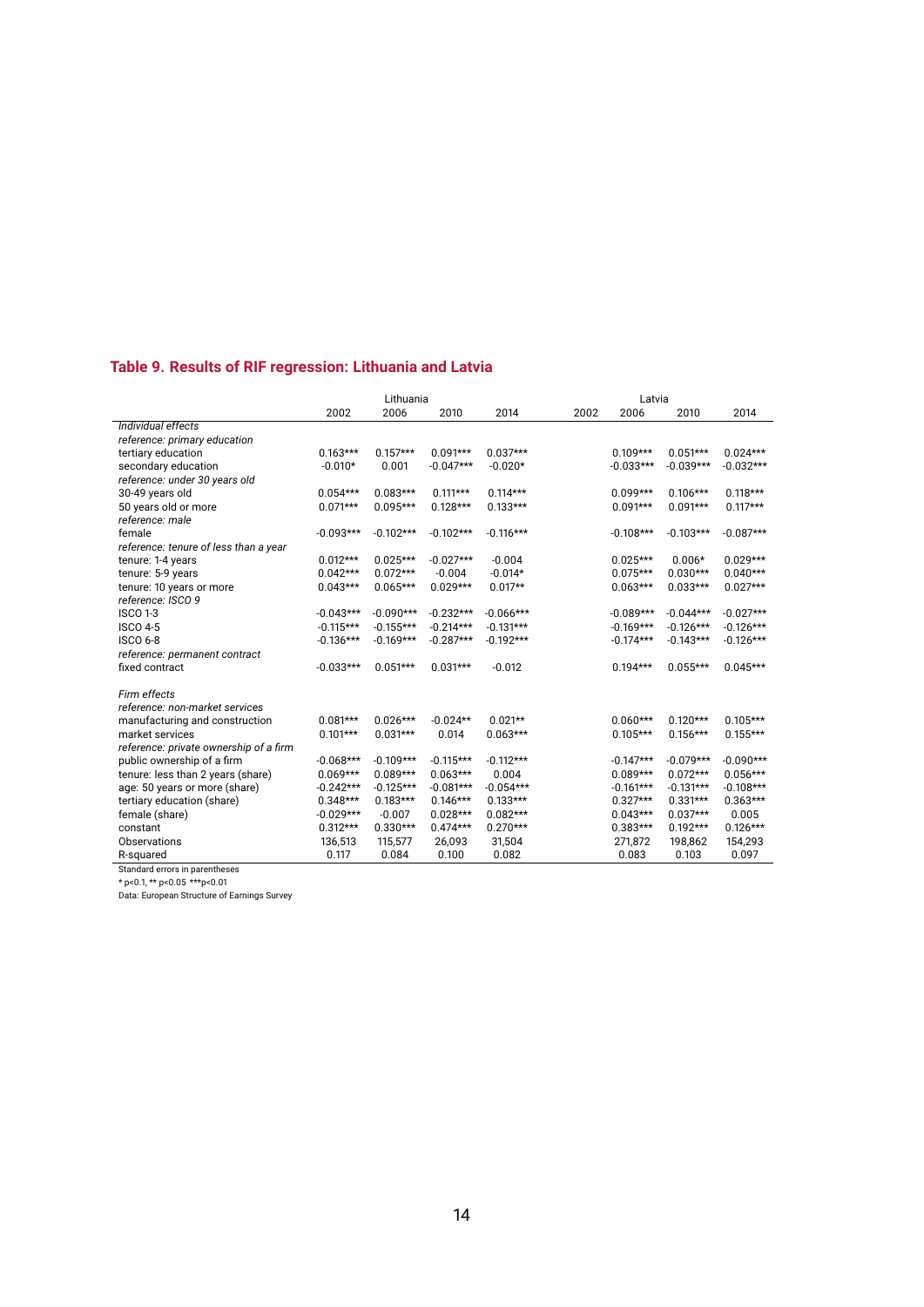## Table 9. Results of RIF regression: Lithuania and Latvia

| | Lithuania | | | | Latvia | | | |
|---|---|---|---|---|---|---|---|---|
| | 2002 | 2006 | 2010 | 2014 | 2002 | 2006 | 2010 | 2014 |
| *Individual effects* | | | | | | | | |
| *reference: primary education* | | | | | | | | |
| tertiary education | 0.163*** | 0.157*** | 0.091*** | 0.037*** | | 0.109*** | 0.051*** | 0.024*** |
| secondary education | -0.010* | 0.001 | -0.047*** | -0.020* | | -0.033*** | -0.039*** | -0.032*** |
| *reference: under 30 years old* | | | | | | | | |
| 30-49 years old | 0.054*** | 0.083*** | 0.111*** | 0.114*** | | 0.099*** | 0.106*** | 0.118*** |
| 50 years old or more | 0.071*** | 0.095*** | 0.128*** | 0.133*** | | 0.091*** | 0.091*** | 0.117*** |
| *reference: male* | | | | | | | | |
| female | -0.093*** | -0.102*** | -0.102*** | -0.116*** | | -0.108*** | -0.103*** | -0.087*** |
| *reference: tenure of less than a year* | | | | | | | | |
| tenure: 1-4 years | 0.012*** | 0.025*** | -0.027*** | -0.004 | | 0.025*** | 0.006* | 0.029*** |
| tenure: 5-9 years | 0.042*** | 0.072*** | -0.004 | -0.014* | | 0.075*** | 0.030*** | 0.040*** |
| tenure: 10 years or more | 0.043*** | 0.065*** | 0.029*** | 0.017** | | 0.063*** | 0.033*** | 0.027*** |
| *reference: ISCO 9* | | | | | | | | |
| ISCO 1-3 | -0.043*** | -0.090*** | -0.232*** | -0.066*** | | -0.089*** | -0.044*** | -0.027*** |
| ISCO 4-5 | -0.115*** | -0.155*** | -0.214*** | -0.131*** | | -0.169*** | -0.126*** | -0.126*** |
| ISCO 6-8 | -0.136*** | -0.169*** | -0.287*** | -0.192*** | | -0.174*** | -0.143*** | -0.126*** |
| *reference: permanent contract* | | | | | | | | |
| fixed contract | -0.033*** | 0.051*** | 0.031*** | -0.012 | | 0.194*** | 0.055*** | 0.045*** |
| | | | | | | | | |
| *Firm effects* | | | | | | | | |
| *reference: non-market services* | | | | | | | | |
| manufacturing and construction | 0.081*** | 0.026*** | -0.024** | 0.021** | | 0.060*** | 0.120*** | 0.105*** |
| market services | 0.101*** | 0.031*** | 0.014 | 0.063*** | | 0.105*** | 0.156*** | 0.155*** |
| *reference: private ownership of a firm* | | | | | | | | |
| public ownership of a firm | -0.068*** | -0.109*** | -0.115*** | -0.112*** | | -0.147*** | -0.079*** | -0.090*** |
| tenure: less than 2 years (share) | 0.069*** | 0.089*** | 0.063*** | 0.004 | | 0.089*** | 0.072*** | 0.056*** |
| age: 50 years or more (share) | -0.242*** | -0.125*** | -0.081*** | -0.054*** | | -0.161*** | -0.131*** | -0.108*** |
| tertiary education (share) | 0.348*** | 0.183*** | 0.146*** | 0.133*** | | 0.327*** | 0.331*** | 0.363*** |
| female (share) | -0.029*** | -0.007 | 0.028*** | 0.082*** | | 0.043*** | 0.037*** | 0.005 |
| constant | 0.312*** | 0.330*** | 0.474*** | 0.270*** | | 0.383*** | 0.192*** | 0.126*** |
| Observations | 136,513 | 115,577 | 26,093 | 31,504 | | 271,872 | 198,862 | 154,293 |
| R-squared | 0.117 | 0.084 | 0.100 | 0.082 | | 0.083 | 0.103 | 0.097 |

Standard errors in parentheses

* p<0.1, ** p<0.05 ***p<0.01

Data: European Structure of Earnings Survey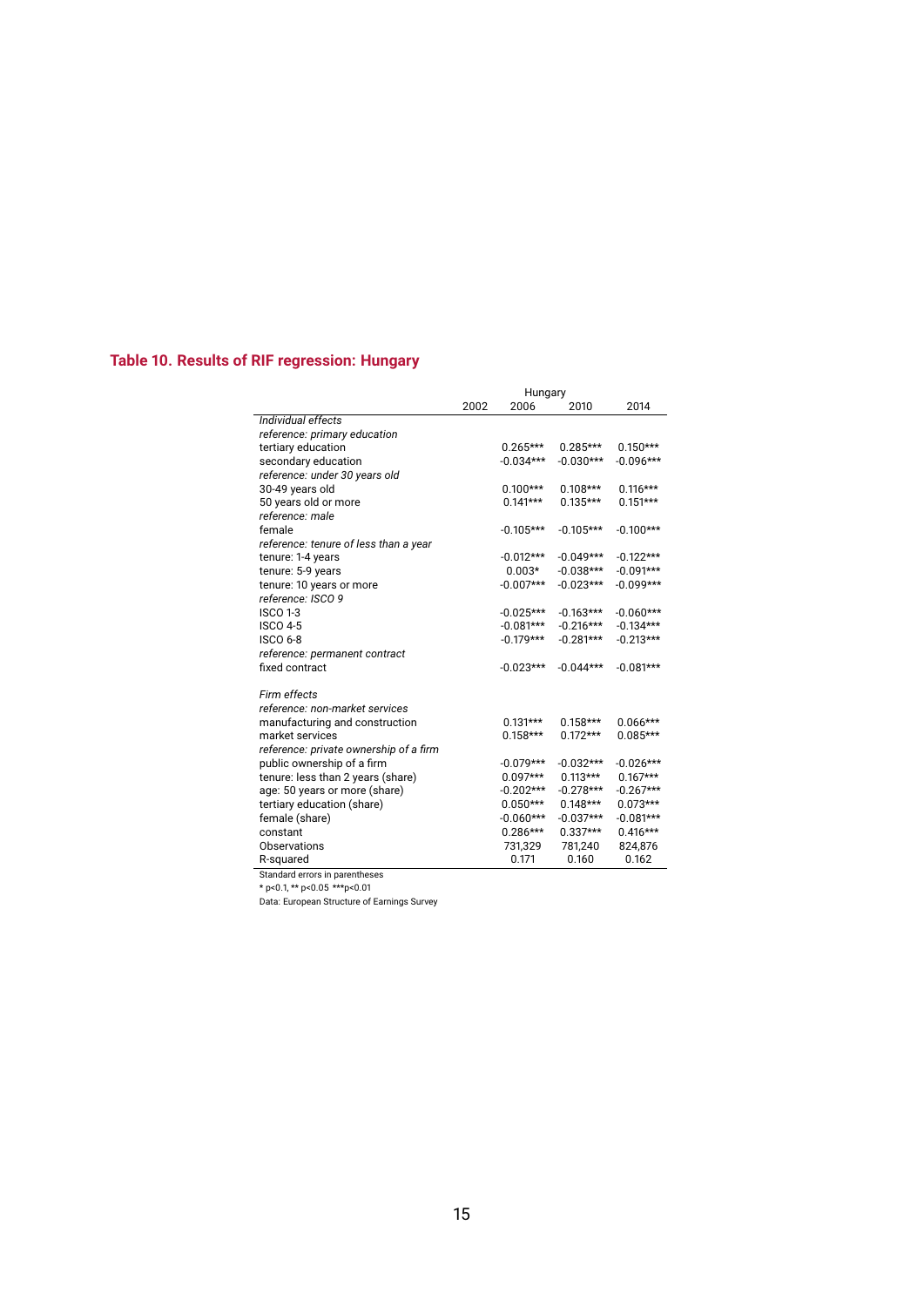### Table 10. Results of RIF regression: Hungary

| | Hungary | | | |
|---|---|---|---|---|
| | 2002 | 2006 | 2010 | 2014 |
| *Individual effects* | | | | |
| *reference: primary education* | | | | |
| tertiary education | | 0.265*** | 0.285*** | 0.150*** |
| secondary education | | -0.034*** | -0.030*** | -0.096*** |
| *reference: under 30 years old* | | | | |
| 30-49 years old | | 0.100*** | 0.108*** | 0.116*** |
| 50 years old or more | | 0.141*** | 0.135*** | 0.151*** |
| *reference: male* | | | | |
| female | | -0.105*** | -0.105*** | -0.100*** |
| *reference: tenure of less than a year* | | | | |
| tenure: 1-4 years | | -0.012*** | -0.049*** | -0.122*** |
| tenure: 5-9 years | | 0.003* | -0.038*** | -0.091*** |
| tenure: 10 years or more | | -0.007*** | -0.023*** | -0.099*** |
| *reference: ISCO 9* | | | | |
| ISCO 1-3 | | -0.025*** | -0.163*** | -0.060*** |
| ISCO 4-5 | | -0.081*** | -0.216*** | -0.134*** |
| ISCO 6-8 | | -0.179*** | -0.281*** | -0.213*** |
| *reference: permanent contract* | | | | |
| fixed contract | | -0.023*** | -0.044*** | -0.081*** |
| | | | | |
| *Firm effects* | | | | |
| *reference: non-market services* | | | | |
| manufacturing and construction | | 0.131*** | 0.158*** | 0.066*** |
| market services | | 0.158*** | 0.172*** | 0.085*** |
| *reference: private ownership of a firm* | | | | |
| public ownership of a firm | | -0.079*** | -0.032*** | -0.026*** |
| tenure: less than 2 years (share) | | 0.097*** | 0.113*** | 0.167*** |
| age: 50 years or more (share) | | -0.202*** | -0.278*** | -0.267*** |
| tertiary education (share) | | 0.050*** | 0.148*** | 0.073*** |
| female (share) | | -0.060*** | -0.037*** | -0.081*** |
| constant | | 0.286*** | 0.337*** | 0.416*** |
| Observations | | 731,329 | 781,240 | 824,876 |
| R-squared | | 0.171 | 0.160 | 0.162 |

Standard errors in parentheses

* p<0.1, ** p<0.05 ***p<0.01

Data: European Structure of Earnings Survey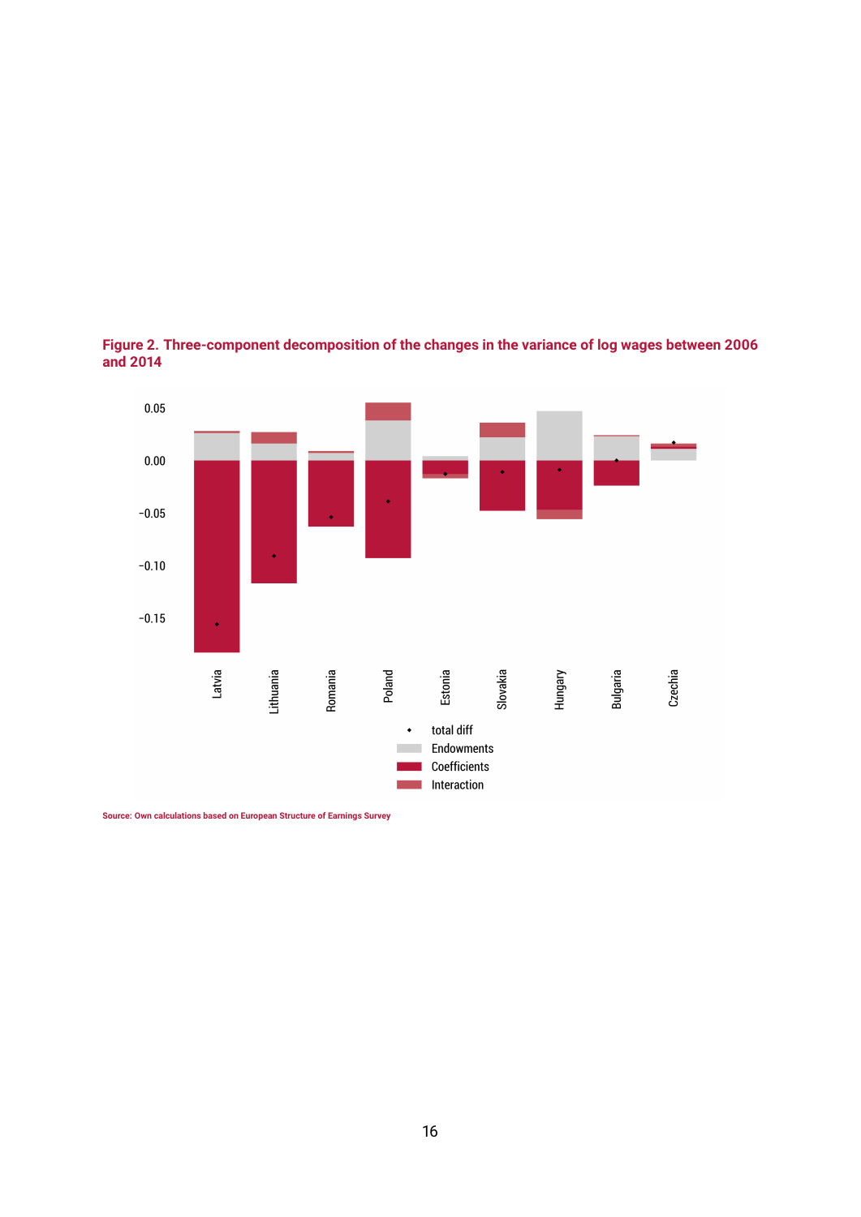**Figure 2. Three-component decomposition of the changes in the variance of log wages between 2006 and 2014**

Source: Own calculations based on European Structure of Earnings Survey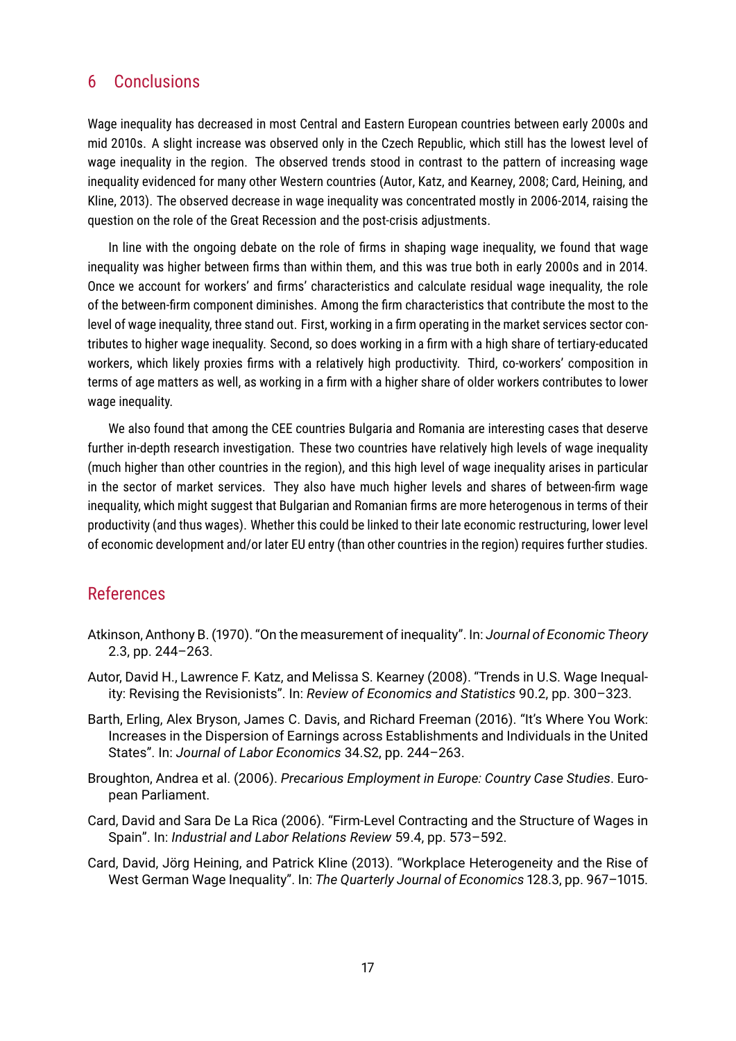## 6 Conclusions

Wage inequality has decreased in most Central and Eastern European countries between early 2000s and mid 2010s. A slight increase was observed only in the Czech Republic, which still has the lowest level of wage inequality in the region. The observed trends stood in contrast to the pattern of increasing wage inequality evidenced for many other Western countries (Autor, Katz, and Kearney, 2008; Card, Heining, and Kline, 2013). The observed decrease in wage inequality was concentrated mostly in 2006-2014, raising the question on the role of the Great Recession and the post-crisis adjustments.

In line with the ongoing debate on the role of firms in shaping wage inequality, we found that wage inequality was higher between firms than within them, and this was true both in early 2000s and in 2014. Once we account for workers' and firms' characteristics and calculate residual wage inequality, the role of the between-firm component diminishes. Among the firm characteristics that contribute the most to the level of wage inequality, three stand out. First, working in a firm operating in the market services sector contributes to higher wage inequality. Second, so does working in a firm with a high share of tertiary-educated workers, which likely proxies firms with a relatively high productivity. Third, co-workers' composition in terms of age matters as well, as working in a firm with a higher share of older workers contributes to lower wage inequality.

We also found that among the CEE countries Bulgaria and Romania are interesting cases that deserve further in-depth research investigation. These two countries have relatively high levels of wage inequality (much higher than other countries in the region), and this high level of wage inequality arises in particular in the sector of market services. They also have much higher levels and shares of between-firm wage inequality, which might suggest that Bulgarian and Romanian firms are more heterogenous in terms of their productivity (and thus wages). Whether this could be linked to their late economic restructuring, lower level of economic development and/or later EU entry (than other countries in the region) requires further studies.

## References

Atkinson, Anthony B. (1970). "On the measurement of inequality". In: *Journal of Economic Theory* 2.3, pp. 244–263.

Autor, David H., Lawrence F. Katz, and Melissa S. Kearney (2008). "Trends in U.S. Wage Inequality: Revising the Revisionists". In: *Review of Economics and Statistics* 90.2, pp. 300–323.

Barth, Erling, Alex Bryson, James C. Davis, and Richard Freeman (2016). "It's Where You Work: Increases in the Dispersion of Earnings across Establishments and Individuals in the United States". In: *Journal of Labor Economics* 34.S2, pp. 244–263.

Broughton, Andrea et al. (2006). *Precarious Employment in Europe: Country Case Studies*. European Parliament.

Card, David and Sara De La Rica (2006). "Firm-Level Contracting and the Structure of Wages in Spain". In: *Industrial and Labor Relations Review* 59.4, pp. 573–592.

Card, David, Jörg Heining, and Patrick Kline (2013). "Workplace Heterogeneity and the Rise of West German Wage Inequality". In: *The Quarterly Journal of Economics* 128.3, pp. 967–1015.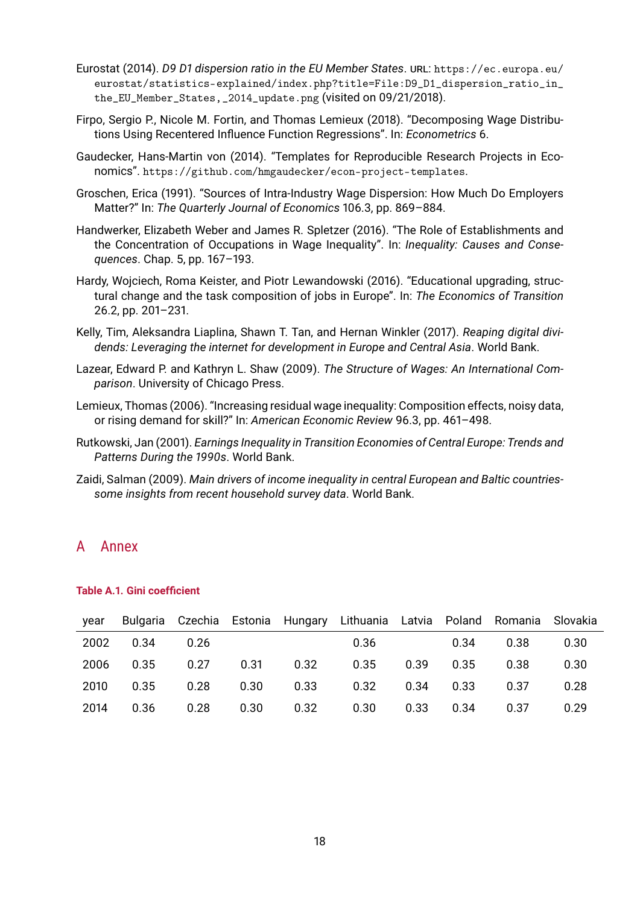Eurostat (2014). *D9 D1 dispersion ratio in the EU Member States*. URL: https://ec.europa.eu/eurostat/statistics-explained/index.php?title=File:D9_D1_dispersion_ratio_in_the_EU_Member_States,_2014_update.png (visited on 09/21/2018).

Firpo, Sergio P., Nicole M. Fortin, and Thomas Lemieux (2018). "Decomposing Wage Distributions Using Recentered Influence Function Regressions". In: *Econometrics* 6.

Gaudecker, Hans-Martin von (2014). "Templates for Reproducible Research Projects in Economics". https://github.com/hmgaudecker/econ-project-templates.

Groschen, Erica (1991). "Sources of Intra-Industry Wage Dispersion: How Much Do Employers Matter?" In: *The Quarterly Journal of Economics* 106.3, pp. 869–884.

Handwerker, Elizabeth Weber and James R. Spletzer (2016). "The Role of Establishments and the Concentration of Occupations in Wage Inequality". In: *Inequality: Causes and Consequences*. Chap. 5, pp. 167–193.

Hardy, Wojciech, Roma Keister, and Piotr Lewandowski (2016). "Educational upgrading, structural change and the task composition of jobs in Europe". In: *The Economics of Transition* 26.2, pp. 201–231.

Kelly, Tim, Aleksandra Liaplina, Shawn T. Tan, and Hernan Winkler (2017). *Reaping digital dividends: Leveraging the internet for development in Europe and Central Asia*. World Bank.

Lazear, Edward P. and Kathryn L. Shaw (2009). *The Structure of Wages: An International Comparison*. University of Chicago Press.

Lemieux, Thomas (2006). "Increasing residual wage inequality: Composition effects, noisy data, or rising demand for skill?" In: *American Economic Review* 96.3, pp. 461–498.

Rutkowski, Jan (2001). *Earnings Inequality in Transition Economies of Central Europe: Trends and Patterns During the 1990s*. World Bank.

Zaidi, Salman (2009). *Main drivers of income inequality in central European and Baltic countries-some insights from recent household survey data*. World Bank.

# A Annex

**Table A.1. Gini coefficient**

| year | Bulgaria | Czechia | Estonia | Hungary | Lithuania | Latvia | Poland | Romania | Slovakia |
|---|---|---|---|---|---|---|---|---|---|
| 2002 | 0.34 | 0.26 | | | 0.36 | | 0.34 | 0.38 | 0.30 |
| 2006 | 0.35 | 0.27 | 0.31 | 0.32 | 0.35 | 0.39 | 0.35 | 0.38 | 0.30 |
| 2010 | 0.35 | 0.28 | 0.30 | 0.33 | 0.32 | 0.34 | 0.33 | 0.37 | 0.28 |
| 2014 | 0.36 | 0.28 | 0.30 | 0.32 | 0.30 | 0.33 | 0.34 | 0.37 | 0.29 |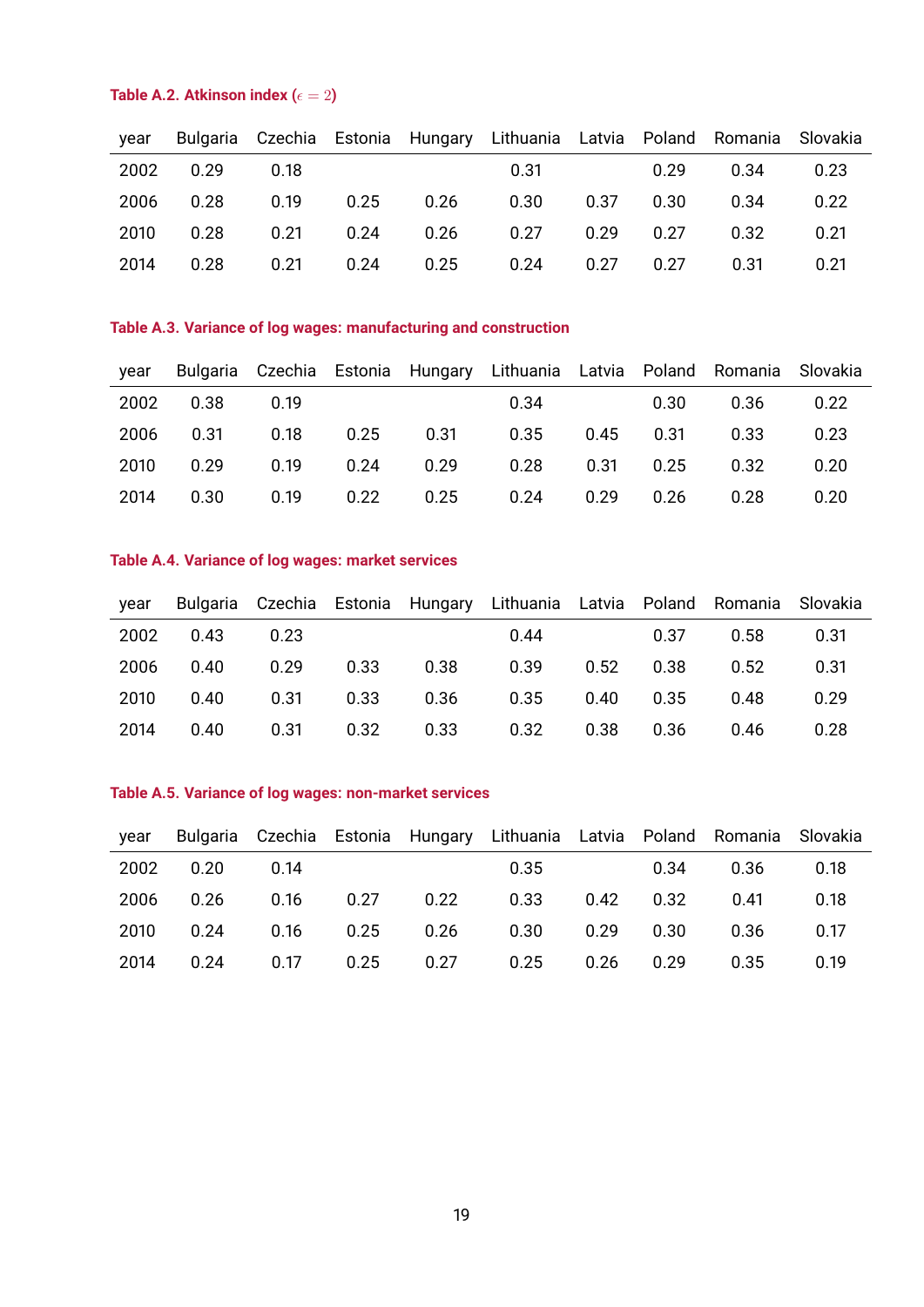**Table A.2. Atkinson index ($\epsilon = 2$)**

| year | Bulgaria | Czechia | Estonia | Hungary | Lithuania | Latvia | Poland | Romania | Slovakia |
|---|---|---|---|---|---|---|---|---|---|
| 2002 | 0.29 | 0.18 | | | 0.31 | | 0.29 | 0.34 | 0.23 |
| 2006 | 0.28 | 0.19 | 0.25 | 0.26 | 0.30 | 0.37 | 0.30 | 0.34 | 0.22 |
| 2010 | 0.28 | 0.21 | 0.24 | 0.26 | 0.27 | 0.29 | 0.27 | 0.32 | 0.21 |
| 2014 | 0.28 | 0.21 | 0.24 | 0.25 | 0.24 | 0.27 | 0.27 | 0.31 | 0.21 |

**Table A.3. Variance of log wages: manufacturing and construction**

| year | Bulgaria | Czechia | Estonia | Hungary | Lithuania | Latvia | Poland | Romania | Slovakia |
|---|---|---|---|---|---|---|---|---|---|
| 2002 | 0.38 | 0.19 | | | 0.34 | | 0.30 | 0.36 | 0.22 |
| 2006 | 0.31 | 0.18 | 0.25 | 0.31 | 0.35 | 0.45 | 0.31 | 0.33 | 0.23 |
| 2010 | 0.29 | 0.19 | 0.24 | 0.29 | 0.28 | 0.31 | 0.25 | 0.32 | 0.20 |
| 2014 | 0.30 | 0.19 | 0.22 | 0.25 | 0.24 | 0.29 | 0.26 | 0.28 | 0.20 |

**Table A.4. Variance of log wages: market services**

| year | Bulgaria | Czechia | Estonia | Hungary | Lithuania | Latvia | Poland | Romania | Slovakia |
|---|---|---|---|---|---|---|---|---|---|
| 2002 | 0.43 | 0.23 | | | 0.44 | | 0.37 | 0.58 | 0.31 |
| 2006 | 0.40 | 0.29 | 0.33 | 0.38 | 0.39 | 0.52 | 0.38 | 0.52 | 0.31 |
| 2010 | 0.40 | 0.31 | 0.33 | 0.36 | 0.35 | 0.40 | 0.35 | 0.48 | 0.29 |
| 2014 | 0.40 | 0.31 | 0.32 | 0.33 | 0.32 | 0.38 | 0.36 | 0.46 | 0.28 |

**Table A.5. Variance of log wages: non-market services**

| year | Bulgaria | Czechia | Estonia | Hungary | Lithuania | Latvia | Poland | Romania | Slovakia |
|---|---|---|---|---|---|---|---|---|---|
| 2002 | 0.20 | 0.14 | | | 0.35 | | 0.34 | 0.36 | 0.18 |
| 2006 | 0.26 | 0.16 | 0.27 | 0.22 | 0.33 | 0.42 | 0.32 | 0.41 | 0.18 |
| 2010 | 0.24 | 0.16 | 0.25 | 0.26 | 0.30 | 0.29 | 0.30 | 0.36 | 0.17 |
| 2014 | 0.24 | 0.17 | 0.25 | 0.27 | 0.25 | 0.26 | 0.29 | 0.35 | 0.19 |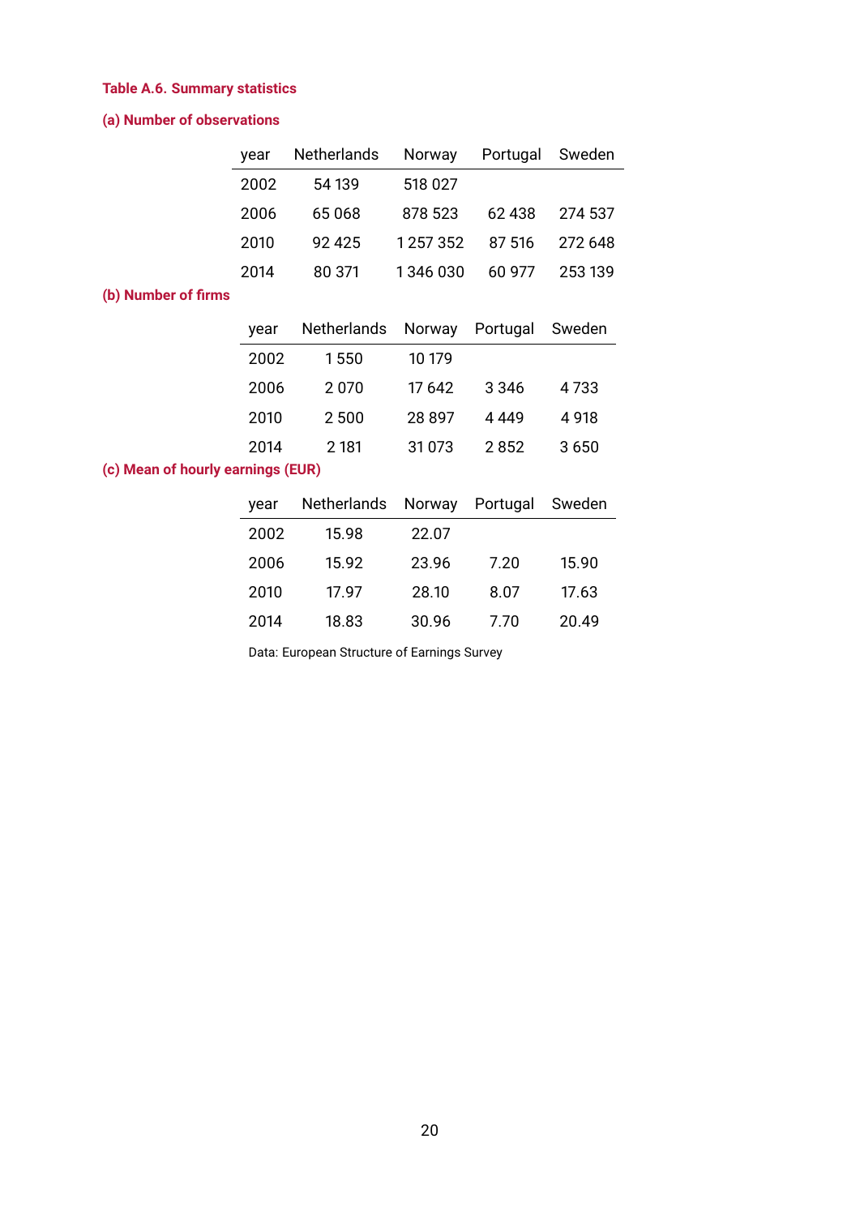### Table A.6. Summary statistics

#### (a) Number of observations

| year | Netherlands | Norway | Portugal | Sweden |
|---|---|---|---|---|
| 2002 | 54 139 | 518 027 | | |
| 2006 | 65 068 | 878 523 | 62 438 | 274 537 |
| 2010 | 92 425 | 1 257 352 | 87 516 | 272 648 |
| 2014 | 80 371 | 1 346 030 | 60 977 | 253 139 |

#### (b) Number of firms

| year | Netherlands | Norway | Portugal | Sweden |
|---|---|---|---|---|
| 2002 | 1 550 | 10 179 | | |
| 2006 | 2 070 | 17 642 | 3 346 | 4 733 |
| 2010 | 2 500 | 28 897 | 4 449 | 4 918 |
| 2014 | 2 181 | 31 073 | 2 852 | 3 650 |

#### (c) Mean of hourly earnings (EUR)

| year | Netherlands | Norway | Portugal | Sweden |
|---|---|---|---|---|
| 2002 | 15.98 | 22.07 | | |
| 2006 | 15.92 | 23.96 | 7.20 | 15.90 |
| 2010 | 17.97 | 28.10 | 8.07 | 17.63 |
| 2014 | 18.83 | 30.96 | 7.70 | 20.49 |

Data: European Structure of Earnings Survey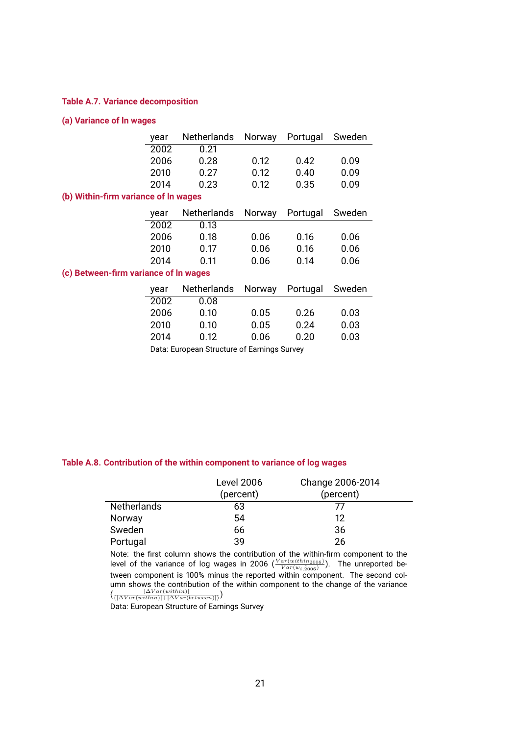**Table A.7. Variance decomposition**

**(a) Variance of ln wages**

| year | Netherlands | Norway | Portugal | Sweden |
|---|---|---|---|---|
| 2002 | 0.21 | | | |
| 2006 | 0.28 | 0.12 | 0.42 | 0.09 |
| 2010 | 0.27 | 0.12 | 0.40 | 0.09 |
| 2014 | 0.23 | 0.12 | 0.35 | 0.09 |

**(b) Within-firm variance of ln wages**

| year | Netherlands | Norway | Portugal | Sweden |
|---|---|---|---|---|
| 2002 | 0.13 | | | |
| 2006 | 0.18 | 0.06 | 0.16 | 0.06 |
| 2010 | 0.17 | 0.06 | 0.16 | 0.06 |
| 2014 | 0.11 | 0.06 | 0.14 | 0.06 |

**(c) Between-firm variance of ln wages**

| year | Netherlands | Norway | Portugal | Sweden |
|---|---|---|---|---|
| 2002 | 0.08 | | | |
| 2006 | 0.10 | 0.05 | 0.26 | 0.03 |
| 2010 | 0.10 | 0.05 | 0.24 | 0.03 |
| 2014 | 0.12 | 0.06 | 0.20 | 0.03 |

Data: European Structure of Earnings Survey

**Table A.8. Contribution of the within component to variance of log wages**

| | Level 2006 (percent) | Change 2006-2014 (percent) |
|---|---|---|
| Netherlands | 63 | 77 |
| Norway | 54 | 12 |
| Sweden | 66 | 36 |
| Portugal | 39 | 26 |

Note: the first column shows the contribution of the within-firm component to the level of the variance of log wages in 2006 ($\frac{Var(within_{2006})}{Var(w_{i,2006})}$). The unreported between component is 100% minus the reported within component. The second column shows the contribution of the within component to the change of the variance ($\frac{|\Delta Var(within)|}{(|\Delta Var(within)|+|\Delta Var(between)|)}$)

Data: European Structure of Earnings Survey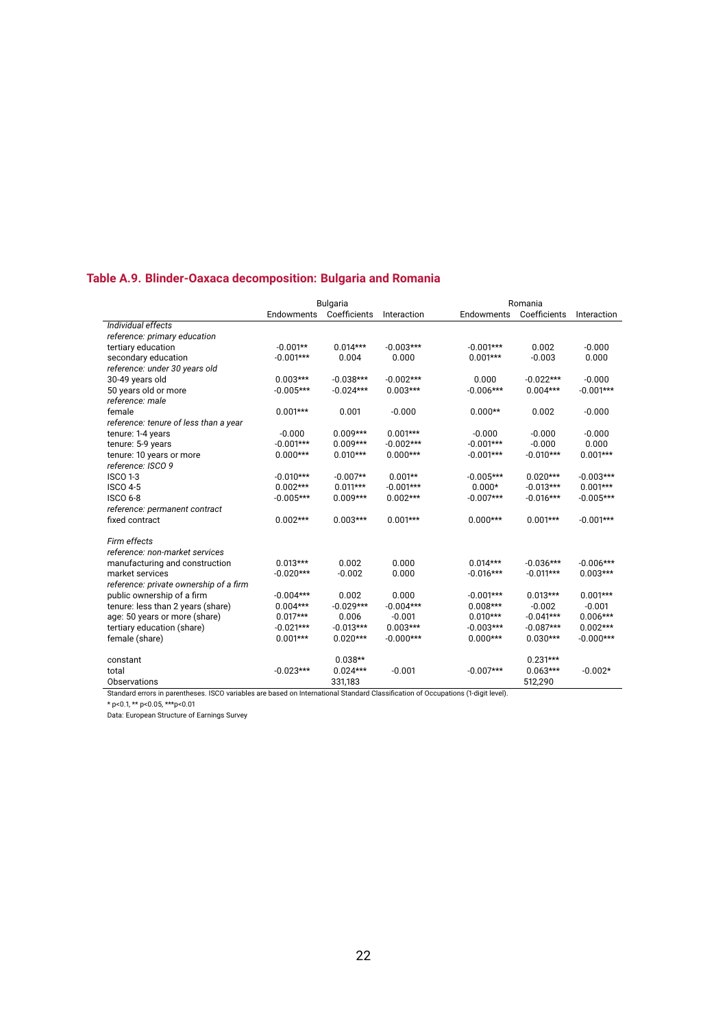## Table A.9. Blinder-Oaxaca decomposition: Bulgaria and Romania

| | Bulgaria | | | Romania | | |
|---|---|---|---|---|---|---|
| | Endowments | Coefficients | Interaction | Endowments | Coefficients | Interaction |
| *Individual effects* | | | | | | |
| *reference: primary education* | | | | | | |
| tertiary education | -0.001** | 0.014*** | -0.003*** | -0.001*** | 0.002 | -0.000 |
| secondary education | -0.001*** | 0.004 | 0.000 | 0.001*** | -0.003 | 0.000 |
| *reference: under 30 years old* | | | | | | |
| 30-49 years old | 0.003*** | -0.038*** | -0.002*** | 0.000 | -0.022*** | -0.000 |
| 50 years old or more | -0.005*** | -0.024*** | 0.003*** | -0.006*** | 0.004*** | -0.001*** |
| *reference: male* | | | | | | |
| female | 0.001*** | 0.001 | -0.000 | 0.000** | 0.002 | -0.000 |
| *reference: tenure of less than a year* | | | | | | |
| tenure: 1-4 years | -0.000 | 0.009*** | 0.001*** | -0.000 | -0.000 | -0.000 |
| tenure: 5-9 years | -0.001*** | 0.009*** | -0.002*** | -0.001*** | -0.000 | 0.000 |
| tenure: 10 years or more | 0.000*** | 0.010*** | 0.000*** | -0.001*** | -0.010*** | 0.001*** |
| *reference: ISCO 9* | | | | | | |
| ISCO 1-3 | -0.010*** | -0.007** | 0.001** | -0.005*** | 0.020*** | -0.003*** |
| ISCO 4-5 | 0.002*** | 0.011*** | -0.001*** | 0.000* | -0.013*** | 0.001*** |
| ISCO 6-8 | -0.005*** | 0.009*** | 0.002*** | -0.007*** | -0.016*** | -0.005*** |
| *reference: permanent contract* | | | | | | |
| fixed contract | 0.002*** | 0.003*** | 0.001*** | 0.000*** | 0.001*** | -0.001*** |
| *Firm effects* | | | | | | |
| *reference: non-market services* | | | | | | |
| manufacturing and construction | 0.013*** | 0.002 | 0.000 | 0.014*** | -0.036*** | -0.006*** |
| market services | -0.020*** | -0.002 | 0.000 | -0.016*** | -0.011*** | 0.003*** |
| *reference: private ownership of a firm* | | | | | | |
| public ownership of a firm | -0.004*** | 0.002 | 0.000 | -0.001*** | 0.013*** | 0.001*** |
| tenure: less than 2 years (share) | 0.004*** | -0.029*** | -0.004*** | 0.008*** | -0.002 | -0.001 |
| age: 50 years or more (share) | 0.017*** | 0.006 | -0.001 | 0.010*** | -0.041*** | 0.006*** |
| tertiary education (share) | -0.021*** | -0.013*** | 0.003*** | -0.003*** | -0.087*** | 0.002*** |
| female (share) | 0.001*** | 0.020*** | -0.000*** | 0.000*** | 0.030*** | -0.000*** |
| constant | | 0.038** | | | 0.231*** | |
| total | -0.023*** | 0.024*** | -0.001 | -0.007*** | 0.063*** | -0.002* |
| Observations | | 331,183 | | | 512,290 | |

Standard errors in parentheses. ISCO variables are based on International Standard Classification of Occupations (1-digit level).

* p<0.1, ** p<0.05, ***p<0.01

Data: European Structure of Earnings Survey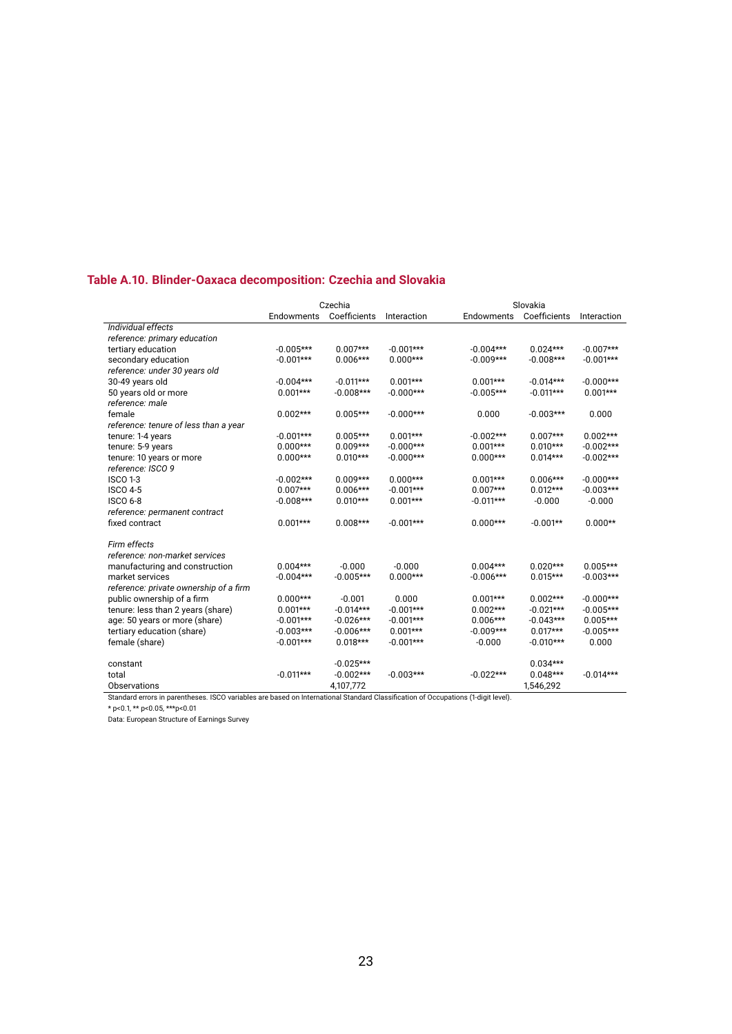## Table A.10. Blinder-Oaxaca decomposition: Czechia and Slovakia

| | Czechia | | | Slovakia | | |
|---|---|---|---|---|---|---|
| | Endowments | Coefficients | Interaction | Endowments | Coefficients | Interaction |
| *Individual effects* | | | | | | |
| *reference: primary education* | | | | | | |
| tertiary education | -0.005*** | 0.007*** | -0.001*** | -0.004*** | 0.024*** | -0.007*** |
| secondary education | -0.001*** | 0.006*** | 0.000*** | -0.009*** | -0.008*** | -0.001*** |
| *reference: under 30 years old* | | | | | | |
| 30-49 years old | -0.004*** | -0.011*** | 0.001*** | 0.001*** | -0.014*** | -0.000*** |
| 50 years old or more | 0.001*** | -0.008*** | -0.000*** | -0.005*** | -0.011*** | 0.001*** |
| *reference: male* | | | | | | |
| female | 0.002*** | 0.005*** | -0.000*** | 0.000 | -0.003*** | 0.000 |
| *reference: tenure of less than a year* | | | | | | |
| tenure: 1-4 years | -0.001*** | 0.005*** | 0.001*** | -0.002*** | 0.007*** | 0.002*** |
| tenure: 5-9 years | 0.000*** | 0.009*** | -0.000*** | 0.001*** | 0.010*** | -0.002*** |
| tenure: 10 years or more | 0.000*** | 0.010*** | -0.000*** | 0.000*** | 0.014*** | -0.002*** |
| *reference: ISCO 9* | | | | | | |
| ISCO 1-3 | -0.002*** | 0.009*** | 0.000*** | 0.001*** | 0.006*** | -0.000*** |
| ISCO 4-5 | 0.007*** | 0.006*** | -0.001*** | 0.007*** | 0.012*** | -0.003*** |
| ISCO 6-8 | -0.008*** | 0.010*** | 0.001*** | -0.011*** | -0.000 | -0.000 |
| *reference: permanent contract* | | | | | | |
| fixed contract | 0.001*** | 0.008*** | -0.001*** | 0.000*** | -0.001** | 0.000** |
| *Firm effects* | | | | | | |
| *reference: non-market services* | | | | | | |
| manufacturing and construction | 0.004*** | -0.000 | -0.000 | 0.004*** | 0.020*** | 0.005*** |
| market services | -0.004*** | -0.005*** | 0.000*** | -0.006*** | 0.015*** | -0.003*** |
| *reference: private ownership of a firm* | | | | | | |
| public ownership of a firm | 0.000*** | -0.001 | 0.000 | 0.001*** | 0.002*** | -0.000*** |
| tenure: less than 2 years (share) | 0.001*** | -0.014*** | -0.001*** | 0.002*** | -0.021*** | -0.005*** |
| age: 50 years or more (share) | -0.001*** | -0.026*** | -0.001*** | 0.006*** | -0.043*** | 0.005*** |
| tertiary education (share) | -0.003*** | -0.006*** | 0.001*** | -0.009*** | 0.017*** | -0.005*** |
| female (share) | -0.001*** | 0.018*** | -0.001*** | -0.000 | -0.010*** | 0.000 |
| constant | | -0.025*** | | | 0.034*** | |
| total | -0.011*** | -0.002*** | -0.003*** | -0.022*** | 0.048*** | -0.014*** |
| Observations | | 4,107,772 | | | 1,546,292 | |

Standard errors in parentheses. ISCO variables are based on International Standard Classification of Occupations (1-digit level).

\* p<0.1, \*\* p<0.05, \*\*\*p<0.01

Data: European Structure of Earnings Survey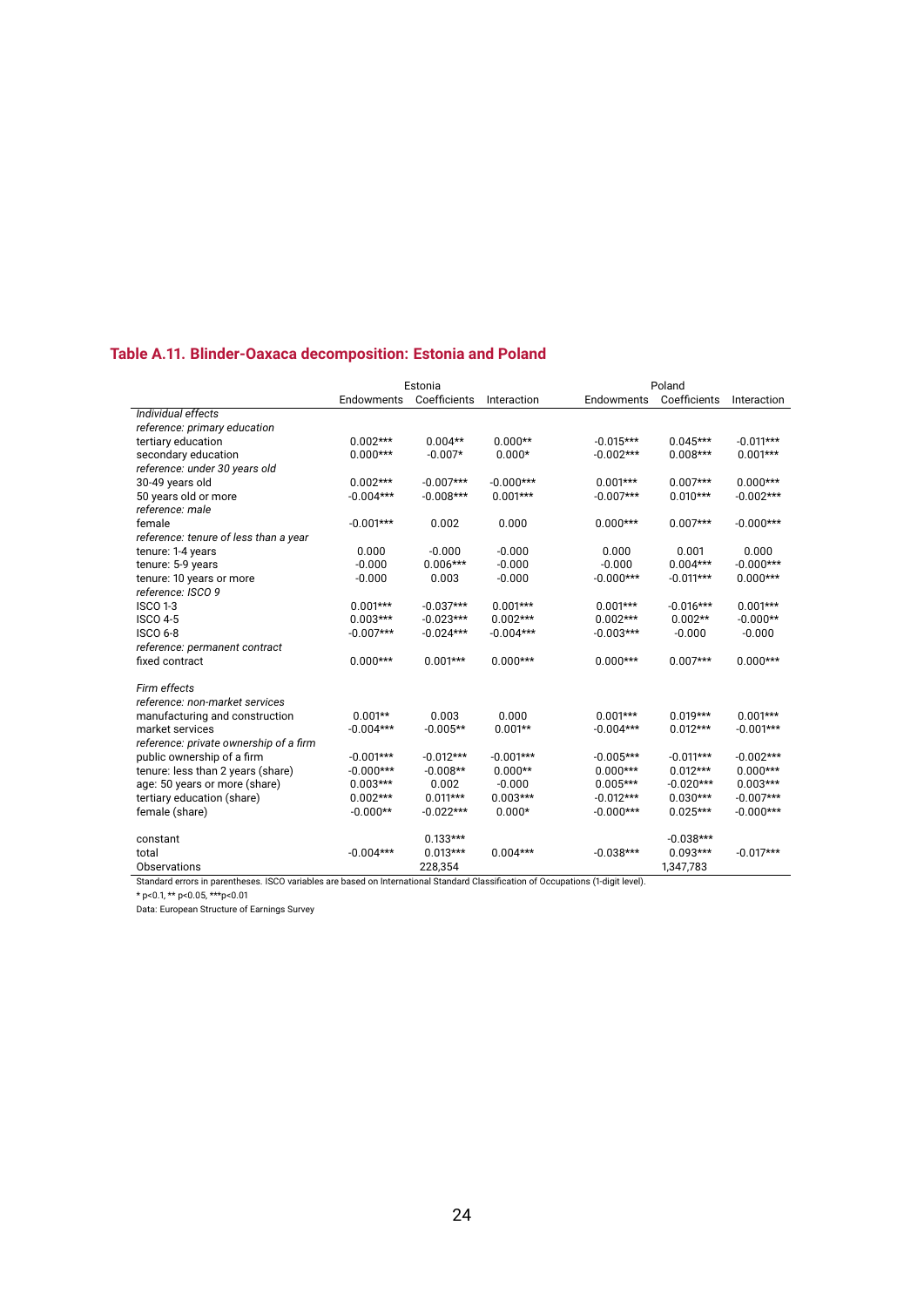## Table A.11. Blinder-Oaxaca decomposition: Estonia and Poland

| | Estonia | | | Poland | | |
|---|---|---|---|---|---|---|
| | Endowments | Coefficients | Interaction | Endowments | Coefficients | Interaction |
| *Individual effects* | | | | | | |
| *reference: primary education* | | | | | | |
| tertiary education | 0.002*** | 0.004** | 0.000** | -0.015*** | 0.045*** | -0.011*** |
| secondary education | 0.000*** | -0.007* | 0.000* | -0.002*** | 0.008*** | 0.001*** |
| *reference: under 30 years old* | | | | | | |
| 30-49 years old | 0.002*** | -0.007*** | -0.000*** | 0.001*** | 0.007*** | 0.000*** |
| 50 years old or more | -0.004*** | -0.008*** | 0.001*** | -0.007*** | 0.010*** | -0.002*** |
| *reference: male* | | | | | | |
| female | -0.001*** | 0.002 | 0.000 | 0.000*** | 0.007*** | -0.000*** |
| *reference: tenure of less than a year* | | | | | | |
| tenure: 1-4 years | 0.000 | -0.000 | -0.000 | 0.000 | 0.001 | 0.000 |
| tenure: 5-9 years | -0.000 | 0.006*** | -0.000 | -0.000 | 0.004*** | -0.000*** |
| tenure: 10 years or more | -0.000 | 0.003 | -0.000 | -0.000*** | -0.011*** | 0.000*** |
| *reference: ISCO 9* | | | | | | |
| ISCO 1-3 | 0.001*** | -0.037*** | 0.001*** | 0.001*** | -0.016*** | 0.001*** |
| ISCO 4-5 | 0.003*** | -0.023*** | 0.002*** | 0.002*** | 0.002** | -0.000** |
| ISCO 6-8 | -0.007*** | -0.024*** | -0.004*** | -0.003*** | -0.000 | -0.000 |
| *reference: permanent contract* | | | | | | |
| fixed contract | 0.000*** | 0.001*** | 0.000*** | 0.000*** | 0.007*** | 0.000*** |
| *Firm effects* | | | | | | |
| *reference: non-market services* | | | | | | |
| manufacturing and construction | 0.001** | 0.003 | 0.000 | 0.001*** | 0.019*** | 0.001*** |
| market services | -0.004*** | -0.005** | 0.001** | -0.004*** | 0.012*** | -0.001*** |
| *reference: private ownership of a firm* | | | | | | |
| public ownership of a firm | -0.001*** | -0.012*** | -0.001*** | -0.005*** | -0.011*** | -0.002*** |
| tenure: less than 2 years (share) | -0.000*** | -0.008** | 0.000** | 0.000*** | 0.012*** | 0.000*** |
| age: 50 years or more (share) | 0.003*** | 0.002 | -0.000 | 0.005*** | -0.020*** | 0.003*** |
| tertiary education (share) | 0.002*** | 0.011*** | 0.003*** | -0.012*** | 0.030*** | -0.007*** |
| female (share) | -0.000** | -0.022*** | 0.000* | -0.000*** | 0.025*** | -0.000*** |
| constant | | 0.133*** | | | -0.038*** | |
| total | -0.004*** | 0.013*** | 0.004*** | -0.038*** | 0.093*** | -0.017*** |
| Observations | | 228,354 | | | 1,347,783 | |

Standard errors in parentheses. ISCO variables are based on International Standard Classification of Occupations (1-digit level).

* p<0.1, ** p<0.05, ***p<0.01

Data: European Structure of Earnings Survey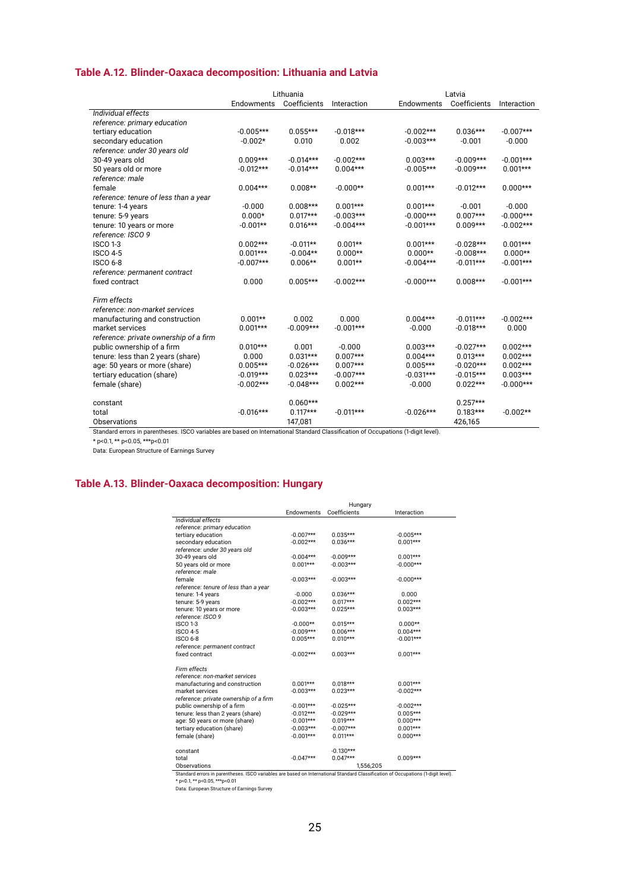## Table A.12. Blinder-Oaxaca decomposition: Lithuania and Latvia

| | Lithuania | | | Latvia | | |
|---|---|---|---|---|---|---|
| | Endowments | Coefficients | Interaction | Endowments | Coefficients | Interaction |
| *Individual effects* | | | | | | |
| *reference: primary education* | | | | | | |
| tertiary education | -0.005*** | 0.055*** | -0.018*** | -0.002*** | 0.036*** | -0.007*** |
| secondary education | -0.002* | 0.010 | 0.002 | -0.003*** | -0.001 | -0.000 |
| *reference: under 30 years old* | | | | | | |
| 30-49 years old | 0.009*** | -0.014*** | -0.002*** | 0.003*** | -0.009*** | -0.001*** |
| 50 years old or more | -0.012*** | -0.014*** | 0.004*** | -0.005*** | -0.009*** | 0.001*** |
| *reference: male* | | | | | | |
| female | 0.004*** | 0.008** | -0.000** | 0.001*** | -0.012*** | 0.000*** |
| *reference: tenure of less than a year* | | | | | | |
| tenure: 1-4 years | -0.000 | 0.008*** | 0.001*** | 0.001*** | -0.001 | -0.000 |
| tenure: 5-9 years | 0.000* | 0.017*** | -0.003*** | -0.000*** | 0.007*** | -0.000*** |
| tenure: 10 years or more | -0.001** | 0.016*** | -0.004*** | -0.001*** | 0.009*** | -0.002*** |
| *reference: ISCO 9* | | | | | | |
| ISCO 1-3 | 0.002*** | -0.011** | 0.001** | 0.001*** | -0.028*** | 0.001*** |
| ISCO 4-5 | 0.001*** | -0.004** | 0.000** | 0.000** | -0.008*** | 0.000** |
| ISCO 6-8 | -0.007*** | 0.006** | 0.001** | -0.004*** | -0.011*** | -0.001*** |
| *reference: permanent contract* | | | | | | |
| fixed contract | 0.000 | 0.005*** | -0.002*** | -0.000*** | 0.008*** | -0.001*** |
| | | | | | | |
| *Firm effects* | | | | | | |
| *reference: non-market services* | | | | | | |
| manufacturing and construction | 0.001** | 0.002 | 0.000 | 0.004*** | -0.011*** | -0.002*** |
| market services | 0.001*** | -0.009*** | -0.001*** | -0.000 | -0.018*** | 0.000 |
| *reference: private ownership of a firm* | | | | | | |
| public ownership of a firm | 0.010*** | 0.001 | -0.000 | 0.003*** | -0.027*** | 0.002*** |
| tenure: less than 2 years (share) | 0.000 | 0.031*** | 0.007*** | 0.004*** | 0.013*** | 0.002*** |
| age: 50 years or more (share) | 0.005*** | -0.026*** | 0.007*** | 0.005*** | -0.020*** | 0.002*** |
| tertiary education (share) | -0.019*** | 0.023*** | -0.007*** | -0.031*** | -0.015*** | 0.003*** |
| female (share) | -0.002*** | -0.048*** | 0.002*** | -0.000 | 0.022*** | -0.000*** |
| | | | | | | |
| constant | | 0.060*** | | | 0.257*** | |
| total | -0.016*** | 0.117*** | -0.011*** | -0.026*** | 0.183*** | -0.002** |
| Observations | | 147,081 | | | 426,165 | |

Standard errors in parentheses. ISCO variables are based on International Standard Classification of Occupations (1-digit level).

* p<0.1, ** p<0.05, ***p<0.01

Data: European Structure of Earnings Survey

## Table A.13. Blinder-Oaxaca decomposition: Hungary

| | Hungary | | |
|---|---|---|---|
| | Endowments | Coefficients | Interaction |
| *Individual effects* | | | |
| *reference: primary education* | | | |
| tertiary education | -0.007*** | 0.035*** | -0.005*** |
| secondary education | -0.002*** | 0.036*** | 0.001*** |
| *reference: under 30 years old* | | | |
| 30-49 years old | -0.004*** | -0.009*** | 0.001*** |
| 50 years old or more | 0.001*** | -0.003*** | -0.000*** |
| *reference: male* | | | |
| female | -0.003*** | -0.003*** | -0.000*** |
| *reference: tenure of less than a year* | | | |
| tenure: 1-4 years | -0.000 | 0.036*** | 0.000 |
| tenure: 5-9 years | -0.002*** | 0.017*** | 0.002*** |
| tenure: 10 years or more | -0.003*** | 0.025*** | 0.003*** |
| *reference: ISCO 9* | | | |
| ISCO 1-3 | -0.000** | 0.015*** | 0.000** |
| ISCO 4-5 | -0.009*** | 0.006*** | 0.004*** |
| ISCO 6-8 | 0.005*** | 0.010*** | -0.001*** |
| *reference: permanent contract* | | | |
| fixed contract | -0.002*** | 0.003*** | 0.001*** |
| | | | |
| *Firm effects* | | | |
| *reference: non-market services* | | | |
| manufacturing and construction | 0.001*** | 0.018*** | 0.001*** |
| market services | -0.003*** | 0.023*** | -0.002*** |
| *reference: private ownership of a firm* | | | |
| public ownership of a firm | -0.001*** | -0.025*** | -0.002*** |
| tenure: less than 2 years (share) | -0.012*** | -0.029*** | 0.005*** |
| age: 50 years or more (share) | -0.001*** | 0.019*** | 0.000*** |
| tertiary education (share) | -0.003*** | -0.007*** | 0.001*** |
| female (share) | -0.001*** | 0.011*** | 0.000*** |
| | | | |
| constant | | -0.130*** | |
| total | -0.047*** | 0.047*** | 0.009*** |
| Observations | | 1,556,205 | |

Standard errors in parentheses. ISCO variables are based on International Standard Classification of Occupations (1-digit level).

* p<0.1, ** p<0.05, ***p<0.01

Data: European Structure of Earnings Survey